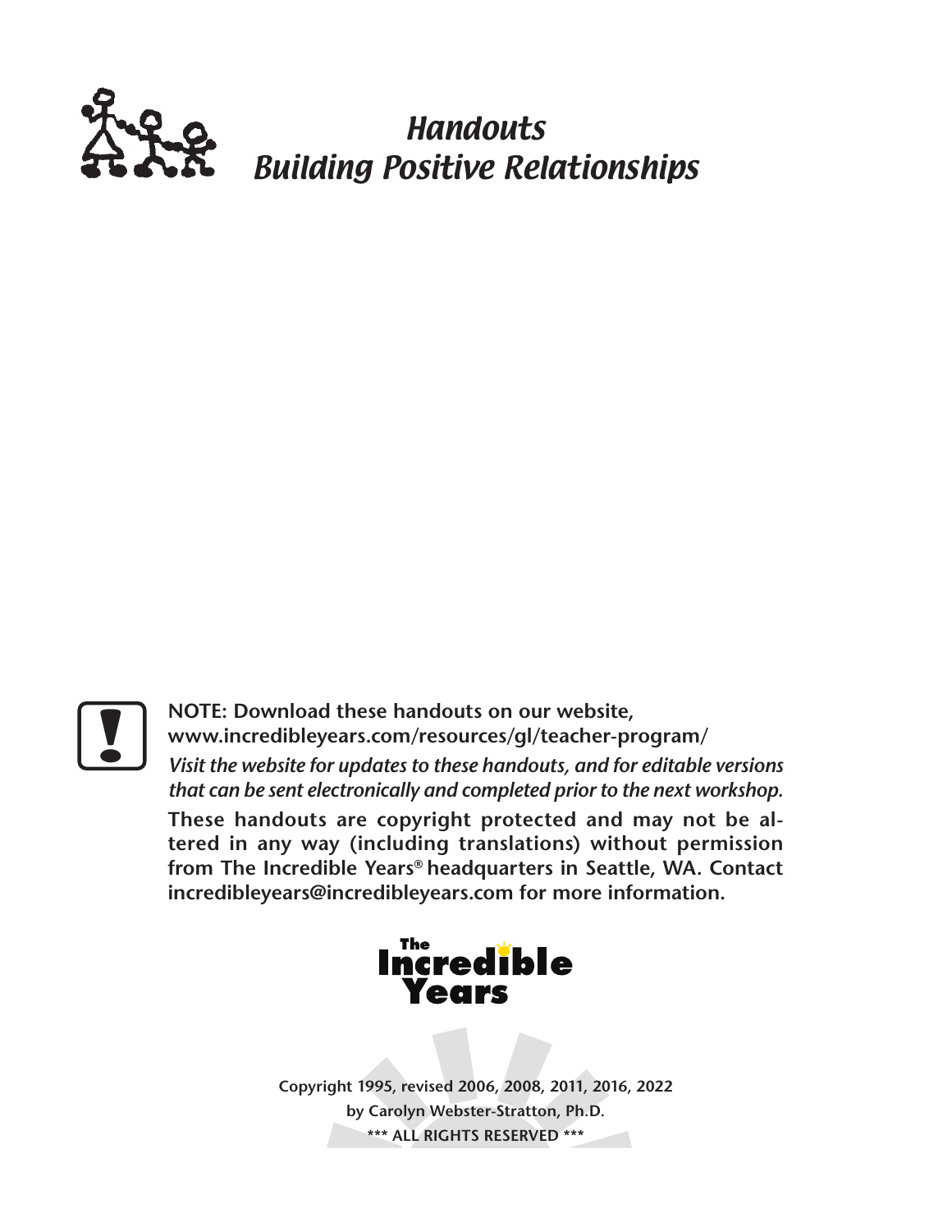# *Handouts*
# *Building Positive Relationships*

**NOTE: Download these handouts on our website, www.incredibleyears.com/resources/gl/teacher-program/**

*Visit the website for updates to these handouts, and for editable versions that can be sent electronically and completed prior to the next workshop.*

**These handouts are copyright protected and may not be altered in any way (including translations) without permission from The Incredible Years® headquarters in Seattle, WA. Contact incredibleyears@incredibleyears.com for more information.**

The Incredible Years

**Copyright 1995, revised 2006, 2008, 2011, 2016, 2022**
**by Carolyn Webster-Stratton, Ph.D.**
**\*\*\* ALL RIGHTS RESERVED \*\*\***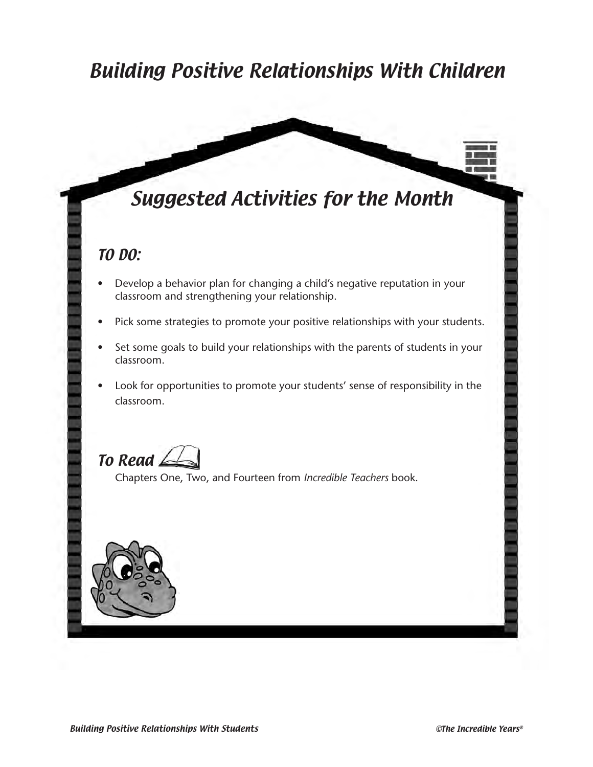# Building Positive Relationships With Children

## Suggested Activities for the Month

### TO DO:

- Develop a behavior plan for changing a child's negative reputation in your classroom and strengthening your relationship.
- Pick some strategies to promote your positive relationships with your students.
- Set some goals to build your relationships with the parents of students in your classroom.
- Look for opportunities to promote your students' sense of responsibility in the classroom.

### To Read

Chapters One, Two, and Fourteen from *Incredible Teachers* book.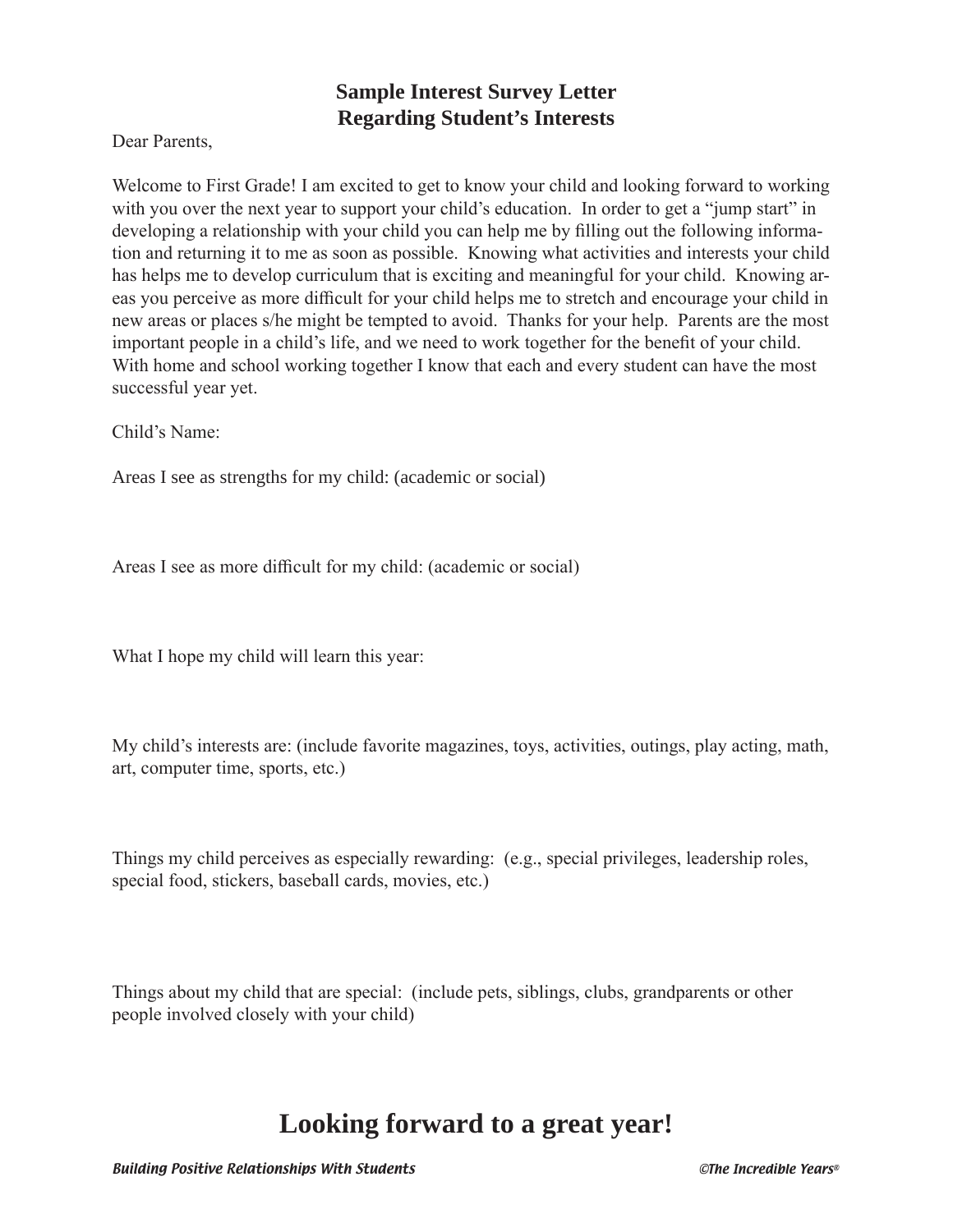## Sample Interest Survey Letter
## Regarding Student's Interests

Dear Parents,

Welcome to First Grade! I am excited to get to know your child and looking forward to working with you over the next year to support your child's education. In order to get a "jump start" in developing a relationship with your child you can help me by filling out the following information and returning it to me as soon as possible. Knowing what activities and interests your child has helps me to develop curriculum that is exciting and meaningful for your child. Knowing areas you perceive as more difficult for your child helps me to stretch and encourage your child in new areas or places s/he might be tempted to avoid. Thanks for your help. Parents are the most important people in a child's life, and we need to work together for the benefit of your child. With home and school working together I know that each and every student can have the most successful year yet.

Child's Name:

Areas I see as strengths for my child: (academic or social)

Areas I see as more difficult for my child: (academic or social)

What I hope my child will learn this year:

My child's interests are: (include favorite magazines, toys, activities, outings, play acting, math, art, computer time, sports, etc.)

Things my child perceives as especially rewarding: (e.g., special privileges, leadership roles, special food, stickers, baseball cards, movies, etc.)

Things about my child that are special: (include pets, siblings, clubs, grandparents or other people involved closely with your child)

# Looking forward to a great year!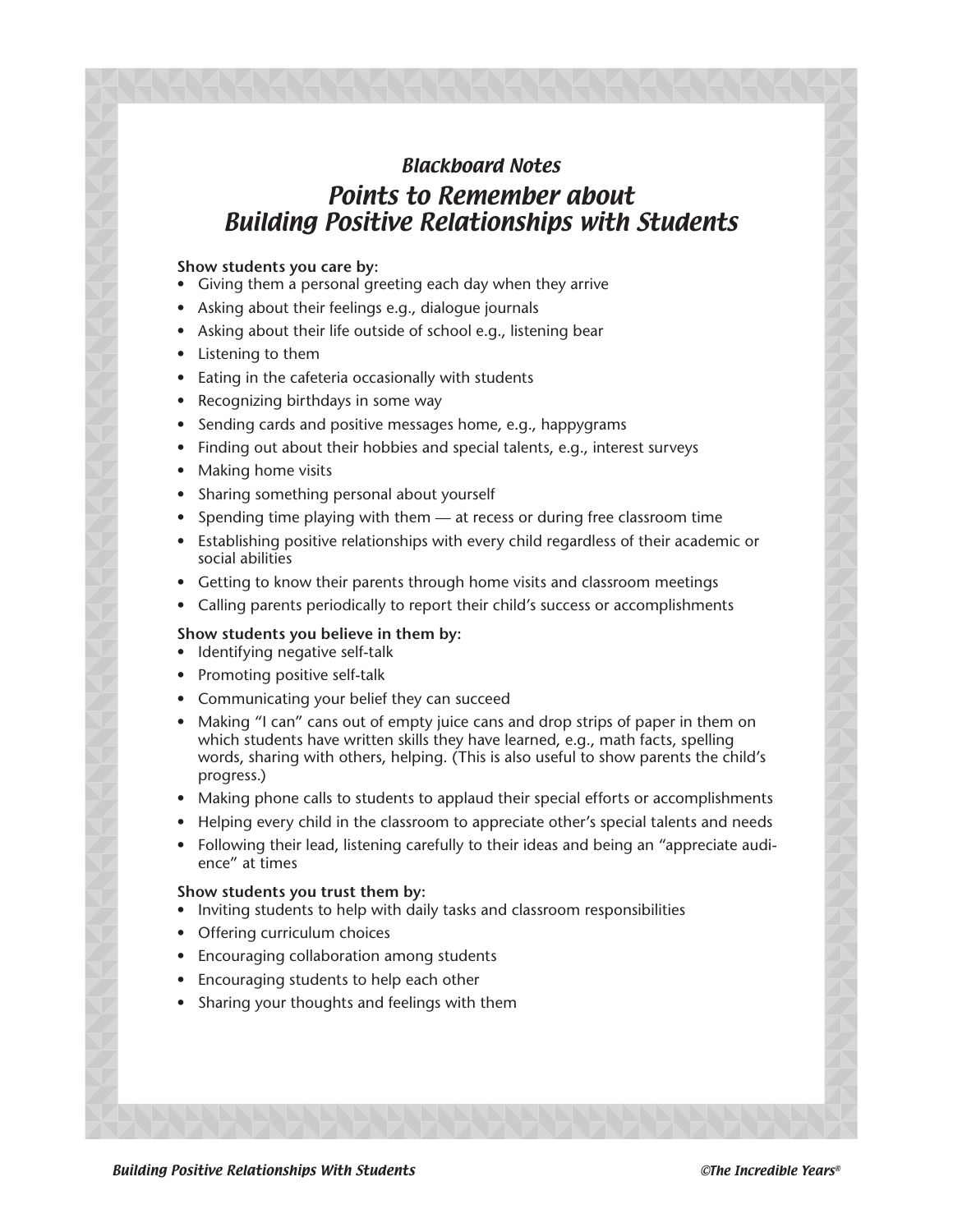## *Blackboard Notes*

# *Points to Remember about Building Positive Relationships with Students*

**Show students you care by:**

- Giving them a personal greeting each day when they arrive
- Asking about their feelings e.g., dialogue journals
- Asking about their life outside of school e.g., listening bear
- Listening to them
- Eating in the cafeteria occasionally with students
- Recognizing birthdays in some way
- Sending cards and positive messages home, e.g., happygrams
- Finding out about their hobbies and special talents, e.g., interest surveys
- Making home visits
- Sharing something personal about yourself
- Spending time playing with them — at recess or during free classroom time
- Establishing positive relationships with every child regardless of their academic or social abilities
- Getting to know their parents through home visits and classroom meetings
- Calling parents periodically to report their child's success or accomplishments

**Show students you believe in them by:**

- Identifying negative self-talk
- Promoting positive self-talk
- Communicating your belief they can succeed
- Making "I can" cans out of empty juice cans and drop strips of paper in them on which students have written skills they have learned, e.g., math facts, spelling words, sharing with others, helping. (This is also useful to show parents the child's progress.)
- Making phone calls to students to applaud their special efforts or accomplishments
- Helping every child in the classroom to appreciate other's special talents and needs
- Following their lead, listening carefully to their ideas and being an "appreciate audience" at times

**Show students you trust them by:**

- Inviting students to help with daily tasks and classroom responsibilities
- Offering curriculum choices
- Encouraging collaboration among students
- Encouraging students to help each other
- Sharing your thoughts and feelings with them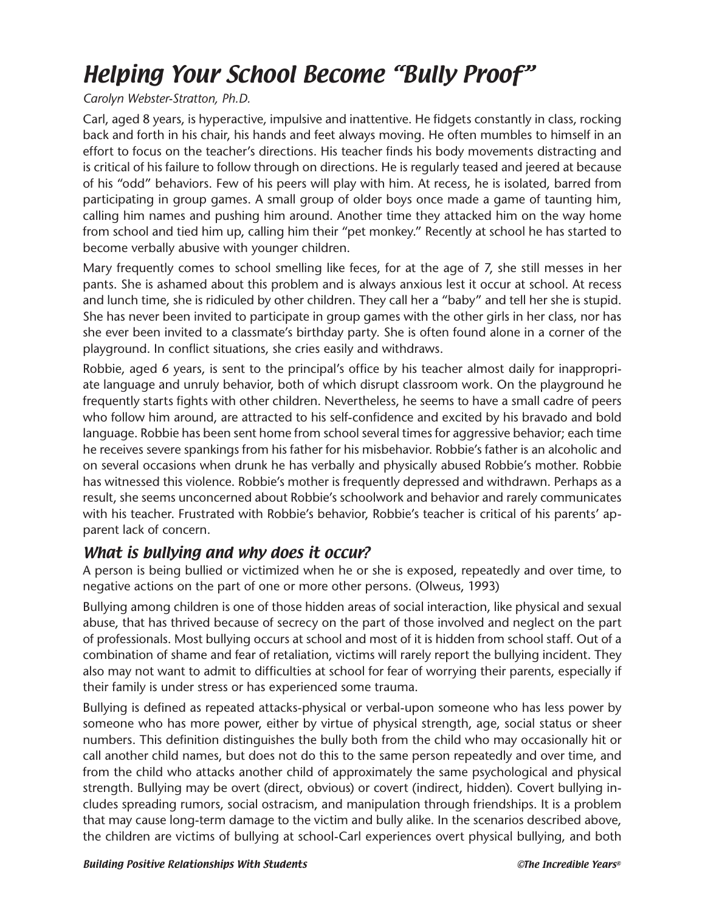# *Helping Your School Become "Bully Proof"*

*Carolyn Webster-Stratton, Ph.D.*

Carl, aged 8 years, is hyperactive, impulsive and inattentive. He fidgets constantly in class, rocking back and forth in his chair, his hands and feet always moving. He often mumbles to himself in an effort to focus on the teacher's directions. His teacher finds his body movements distracting and is critical of his failure to follow through on directions. He is regularly teased and jeered at because of his "odd" behaviors. Few of his peers will play with him. At recess, he is isolated, barred from participating in group games. A small group of older boys once made a game of taunting him, calling him names and pushing him around. Another time they attacked him on the way home from school and tied him up, calling him their "pet monkey." Recently at school he has started to become verbally abusive with younger children.

Mary frequently comes to school smelling like feces, for at the age of 7, she still messes in her pants. She is ashamed about this problem and is always anxious lest it occur at school. At recess and lunch time, she is ridiculed by other children. They call her a "baby" and tell her she is stupid. She has never been invited to participate in group games with the other girls in her class, nor has she ever been invited to a classmate's birthday party. She is often found alone in a corner of the playground. In conflict situations, she cries easily and withdraws.

Robbie, aged 6 years, is sent to the principal's office by his teacher almost daily for inappropriate language and unruly behavior, both of which disrupt classroom work. On the playground he frequently starts fights with other children. Nevertheless, he seems to have a small cadre of peers who follow him around, are attracted to his self-confidence and excited by his bravado and bold language. Robbie has been sent home from school several times for aggressive behavior; each time he receives severe spankings from his father for his misbehavior. Robbie's father is an alcoholic and on several occasions when drunk he has verbally and physically abused Robbie's mother. Robbie has witnessed this violence. Robbie's mother is frequently depressed and withdrawn. Perhaps as a result, she seems unconcerned about Robbie's schoolwork and behavior and rarely communicates with his teacher. Frustrated with Robbie's behavior, Robbie's teacher is critical of his parents' apparent lack of concern.

## *What is bullying and why does it occur?*

A person is being bullied or victimized when he or she is exposed, repeatedly and over time, to negative actions on the part of one or more other persons. (Olweus, 1993)

Bullying among children is one of those hidden areas of social interaction, like physical and sexual abuse, that has thrived because of secrecy on the part of those involved and neglect on the part of professionals. Most bullying occurs at school and most of it is hidden from school staff. Out of a combination of shame and fear of retaliation, victims will rarely report the bullying incident. They also may not want to admit to difficulties at school for fear of worrying their parents, especially if their family is under stress or has experienced some trauma.

Bullying is defined as repeated attacks-physical or verbal-upon someone who has less power by someone who has more power, either by virtue of physical strength, age, social status or sheer numbers. This definition distinguishes the bully both from the child who may occasionally hit or call another child names, but does not do this to the same person repeatedly and over time, and from the child who attacks another child of approximately the same psychological and physical strength. Bullying may be overt (direct, obvious) or covert (indirect, hidden). Covert bullying includes spreading rumors, social ostracism, and manipulation through friendships. It is a problem that may cause long-term damage to the victim and bully alike. In the scenarios described above, the children are victims of bullying at school-Carl experiences overt physical bullying, and both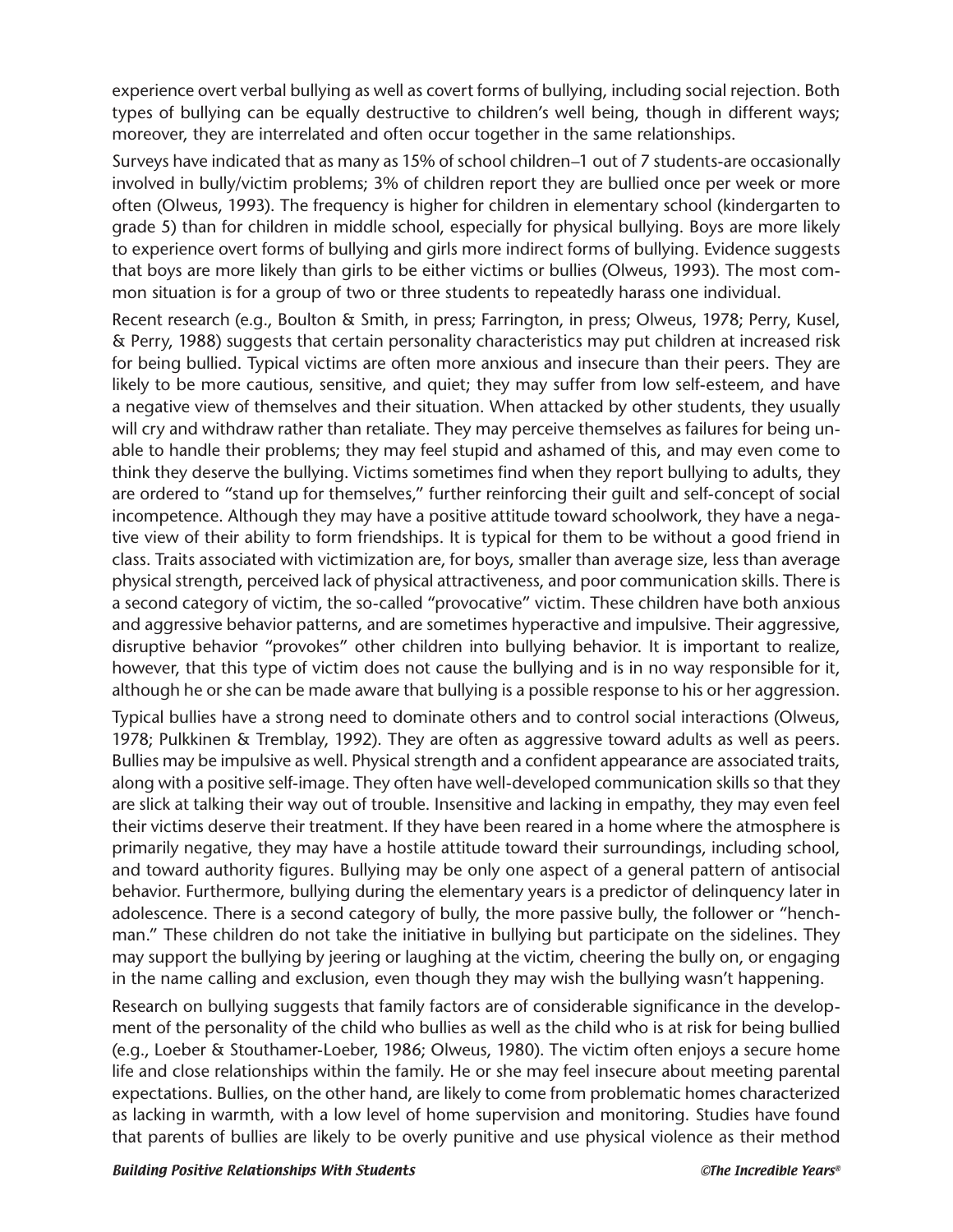experience overt verbal bullying as well as covert forms of bullying, including social rejection. Both types of bullying can be equally destructive to children's well being, though in different ways; moreover, they are interrelated and often occur together in the same relationships.

Surveys have indicated that as many as 15% of school children–1 out of 7 students-are occasionally involved in bully/victim problems; 3% of children report they are bullied once per week or more often (Olweus, 1993). The frequency is higher for children in elementary school (kindergarten to grade 5) than for children in middle school, especially for physical bullying. Boys are more likely to experience overt forms of bullying and girls more indirect forms of bullying. Evidence suggests that boys are more likely than girls to be either victims or bullies (Olweus, 1993). The most common situation is for a group of two or three students to repeatedly harass one individual.

Recent research (e.g., Boulton & Smith, in press; Farrington, in press; Olweus, 1978; Perry, Kusel, & Perry, 1988) suggests that certain personality characteristics may put children at increased risk for being bullied. Typical victims are often more anxious and insecure than their peers. They are likely to be more cautious, sensitive, and quiet; they may suffer from low self-esteem, and have a negative view of themselves and their situation. When attacked by other students, they usually will cry and withdraw rather than retaliate. They may perceive themselves as failures for being unable to handle their problems; they may feel stupid and ashamed of this, and may even come to think they deserve the bullying. Victims sometimes find when they report bullying to adults, they are ordered to "stand up for themselves," further reinforcing their guilt and self-concept of social incompetence. Although they may have a positive attitude toward schoolwork, they have a negative view of their ability to form friendships. It is typical for them to be without a good friend in class. Traits associated with victimization are, for boys, smaller than average size, less than average physical strength, perceived lack of physical attractiveness, and poor communication skills. There is a second category of victim, the so-called "provocative" victim. These children have both anxious and aggressive behavior patterns, and are sometimes hyperactive and impulsive. Their aggressive, disruptive behavior "provokes" other children into bullying behavior. It is important to realize, however, that this type of victim does not cause the bullying and is in no way responsible for it, although he or she can be made aware that bullying is a possible response to his or her aggression.

Typical bullies have a strong need to dominate others and to control social interactions (Olweus, 1978; Pulkkinen & Tremblay, 1992). They are often as aggressive toward adults as well as peers. Bullies may be impulsive as well. Physical strength and a confident appearance are associated traits, along with a positive self-image. They often have well-developed communication skills so that they are slick at talking their way out of trouble. Insensitive and lacking in empathy, they may even feel their victims deserve their treatment. If they have been reared in a home where the atmosphere is primarily negative, they may have a hostile attitude toward their surroundings, including school, and toward authority figures. Bullying may be only one aspect of a general pattern of antisocial behavior. Furthermore, bullying during the elementary years is a predictor of delinquency later in adolescence. There is a second category of bully, the more passive bully, the follower or "henchman." These children do not take the initiative in bullying but participate on the sidelines. They may support the bullying by jeering or laughing at the victim, cheering the bully on, or engaging in the name calling and exclusion, even though they may wish the bullying wasn't happening.

Research on bullying suggests that family factors are of considerable significance in the development of the personality of the child who bullies as well as the child who is at risk for being bullied (e.g., Loeber & Stouthamer-Loeber, 1986; Olweus, 1980). The victim often enjoys a secure home life and close relationships within the family. He or she may feel insecure about meeting parental expectations. Bullies, on the other hand, are likely to come from problematic homes characterized as lacking in warmth, with a low level of home supervision and monitoring. Studies have found that parents of bullies are likely to be overly punitive and use physical violence as their method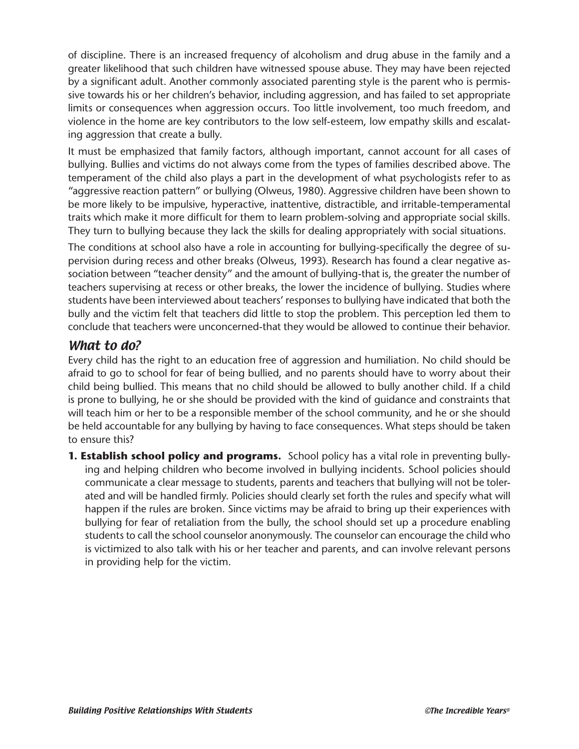of discipline. There is an increased frequency of alcoholism and drug abuse in the family and a greater likelihood that such children have witnessed spouse abuse. They may have been rejected by a significant adult. Another commonly associated parenting style is the parent who is permissive towards his or her children's behavior, including aggression, and has failed to set appropriate limits or consequences when aggression occurs. Too little involvement, too much freedom, and violence in the home are key contributors to the low self-esteem, low empathy skills and escalating aggression that create a bully.

It must be emphasized that family factors, although important, cannot account for all cases of bullying. Bullies and victims do not always come from the types of families described above. The temperament of the child also plays a part in the development of what psychologists refer to as "aggressive reaction pattern" or bullying (Olweus, 1980). Aggressive children have been shown to be more likely to be impulsive, hyperactive, inattentive, distractible, and irritable-temperamental traits which make it more difficult for them to learn problem-solving and appropriate social skills. They turn to bullying because they lack the skills for dealing appropriately with social situations.

The conditions at school also have a role in accounting for bullying-specifically the degree of supervision during recess and other breaks (Olweus, 1993). Research has found a clear negative association between "teacher density" and the amount of bullying-that is, the greater the number of teachers supervising at recess or other breaks, the lower the incidence of bullying. Studies where students have been interviewed about teachers' responses to bullying have indicated that both the bully and the victim felt that teachers did little to stop the problem. This perception led them to conclude that teachers were unconcerned-that they would be allowed to continue their behavior.

## *What to do?*

Every child has the right to an education free of aggression and humiliation. No child should be afraid to go to school for fear of being bullied, and no parents should have to worry about their child being bullied. This means that no child should be allowed to bully another child. If a child is prone to bullying, he or she should be provided with the kind of guidance and constraints that will teach him or her to be a responsible member of the school community, and he or she should be held accountable for any bullying by having to face consequences. What steps should be taken to ensure this?

1. **Establish school policy and programs.** School policy has a vital role in preventing bullying and helping children who become involved in bullying incidents. School policies should communicate a clear message to students, parents and teachers that bullying will not be tolerated and will be handled firmly. Policies should clearly set forth the rules and specify what will happen if the rules are broken. Since victims may be afraid to bring up their experiences with bullying for fear of retaliation from the bully, the school should set up a procedure enabling students to call the school counselor anonymously. The counselor can encourage the child who is victimized to also talk with his or her teacher and parents, and can involve relevant persons in providing help for the victim.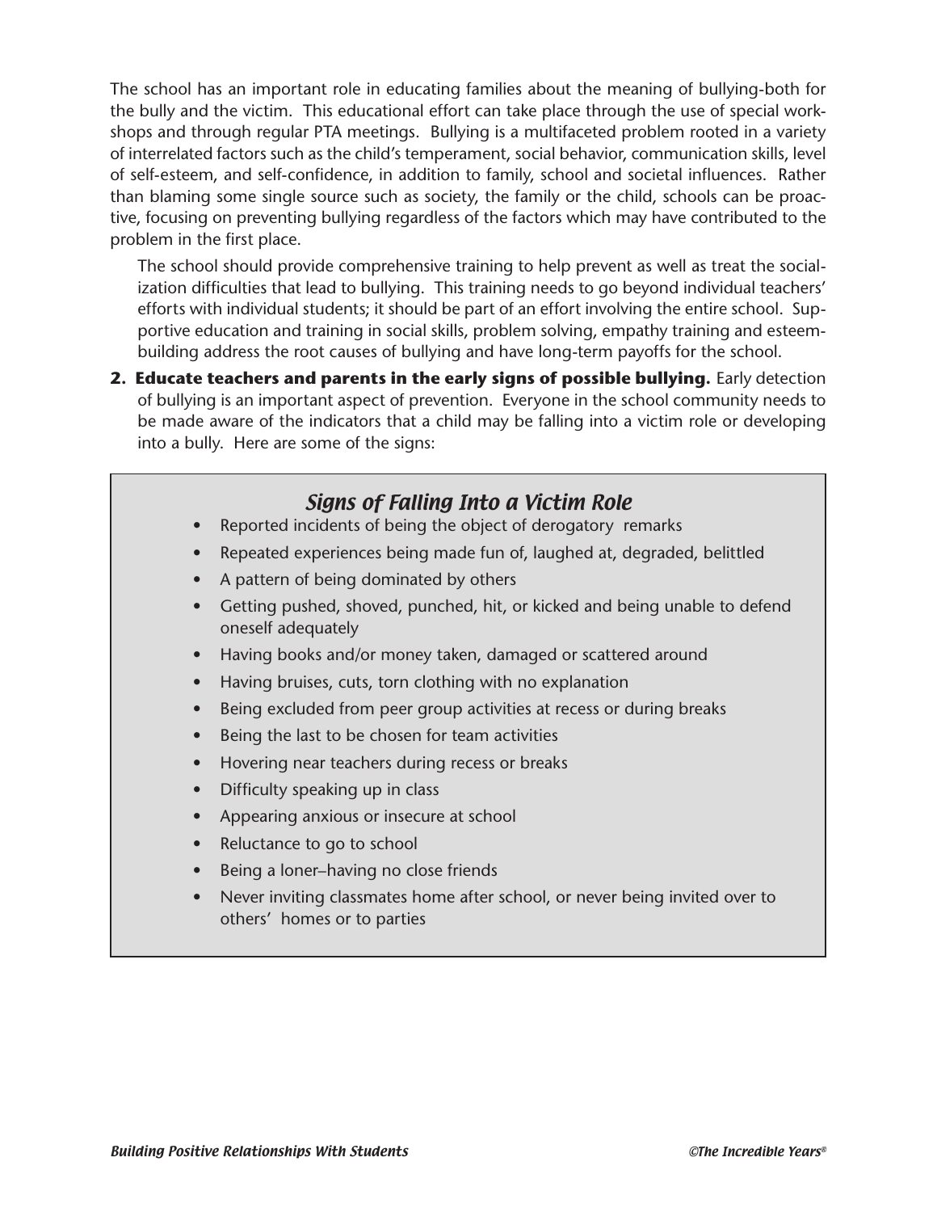The school has an important role in educating families about the meaning of bullying-both for the bully and the victim. This educational effort can take place through the use of special workshops and through regular PTA meetings. Bullying is a multifaceted problem rooted in a variety of interrelated factors such as the child's temperament, social behavior, communication skills, level of self-esteem, and self-confidence, in addition to family, school and societal influences. Rather than blaming some single source such as society, the family or the child, schools can be proactive, focusing on preventing bullying regardless of the factors which may have contributed to the problem in the first place.

The school should provide comprehensive training to help prevent as well as treat the socialization difficulties that lead to bullying. This training needs to go beyond individual teachers' efforts with individual students; it should be part of an effort involving the entire school. Supportive education and training in social skills, problem solving, empathy training and esteem-building address the root causes of bullying and have long-term payoffs for the school.

**2. Educate teachers and parents in the early signs of possible bullying.** Early detection of bullying is an important aspect of prevention. Everyone in the school community needs to be made aware of the indicators that a child may be falling into a victim role or developing into a bully. Here are some of the signs:

### *Signs of Falling Into a Victim Role*

- Reported incidents of being the object of derogatory remarks
- Repeated experiences being made fun of, laughed at, degraded, belittled
- A pattern of being dominated by others
- Getting pushed, shoved, punched, hit, or kicked and being unable to defend oneself adequately
- Having books and/or money taken, damaged or scattered around
- Having bruises, cuts, torn clothing with no explanation
- Being excluded from peer group activities at recess or during breaks
- Being the last to be chosen for team activities
- Hovering near teachers during recess or breaks
- Difficulty speaking up in class
- Appearing anxious or insecure at school
- Reluctance to go to school
- Being a loner–having no close friends
- Never inviting classmates home after school, or never being invited over to others' homes or to parties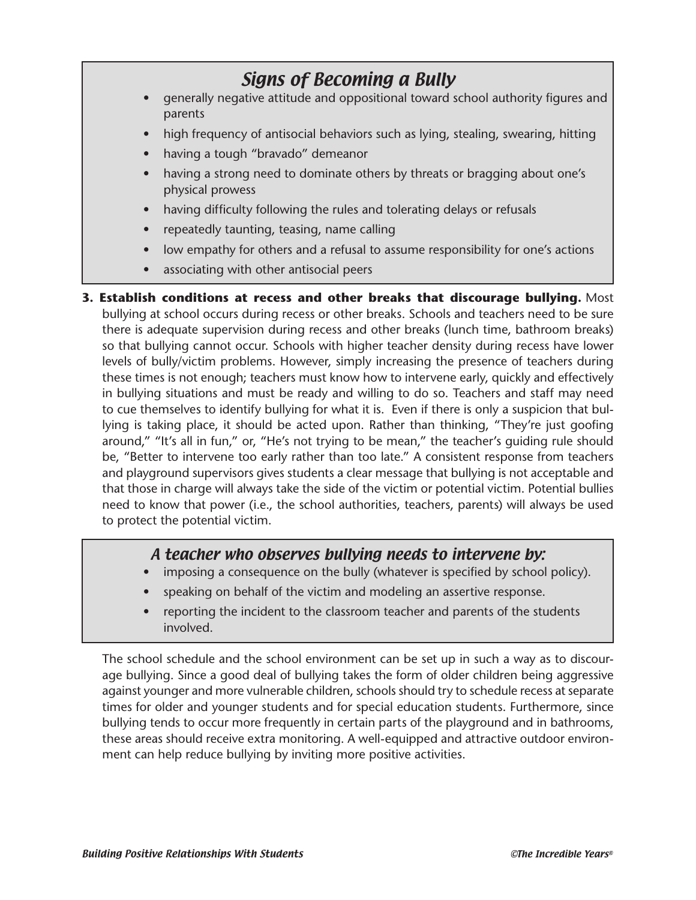### *Signs of Becoming a Bully*

- generally negative attitude and oppositional toward school authority figures and parents
- high frequency of antisocial behaviors such as lying, stealing, swearing, hitting
- having a tough "bravado" demeanor
- having a strong need to dominate others by threats or bragging about one's physical prowess
- having difficulty following the rules and tolerating delays or refusals
- repeatedly taunting, teasing, name calling
- low empathy for others and a refusal to assume responsibility for one's actions
- associating with other antisocial peers

**3. Establish conditions at recess and other breaks that discourage bullying.** Most bullying at school occurs during recess or other breaks. Schools and teachers need to be sure there is adequate supervision during recess and other breaks (lunch time, bathroom breaks) so that bullying cannot occur. Schools with higher teacher density during recess have lower levels of bully/victim problems. However, simply increasing the presence of teachers during these times is not enough; teachers must know how to intervene early, quickly and effectively in bullying situations and must be ready and willing to do so. Teachers and staff may need to cue themselves to identify bullying for what it is. Even if there is only a suspicion that bullying is taking place, it should be acted upon. Rather than thinking, "They're just goofing around," "It's all in fun," or, "He's not trying to be mean," the teacher's guiding rule should be, "Better to intervene too early rather than too late." A consistent response from teachers and playground supervisors gives students a clear message that bullying is not acceptable and that those in charge will always take the side of the victim or potential victim. Potential bullies need to know that power (i.e., the school authorities, teachers, parents) will always be used to protect the potential victim.

### *A teacher who observes bullying needs to intervene by:*

- imposing a consequence on the bully (whatever is specified by school policy).
- speaking on behalf of the victim and modeling an assertive response.
- reporting the incident to the classroom teacher and parents of the students involved.

The school schedule and the school environment can be set up in such a way as to discourage bullying. Since a good deal of bullying takes the form of older children being aggressive against younger and more vulnerable children, schools should try to schedule recess at separate times for older and younger students and for special education students. Furthermore, since bullying tends to occur more frequently in certain parts of the playground and in bathrooms, these areas should receive extra monitoring. A well-equipped and attractive outdoor environment can help reduce bullying by inviting more positive activities.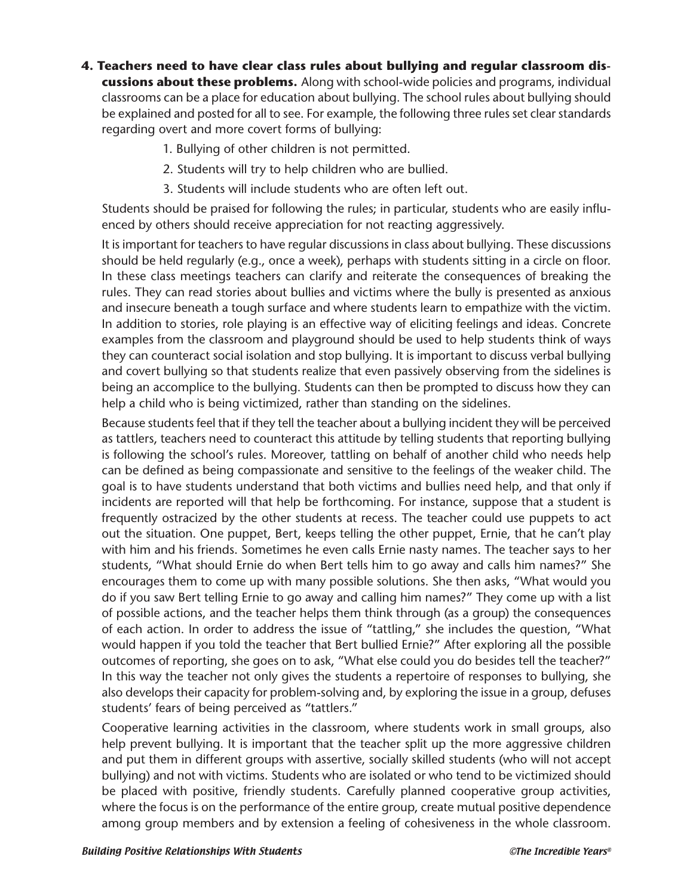4. **Teachers need to have clear class rules about bullying and regular classroom discussions about these problems.** Along with school-wide policies and programs, individual classrooms can be a place for education about bullying. The school rules about bullying should be explained and posted for all to see. For example, the following three rules set clear standards regarding overt and more covert forms of bullying:

   1. Bullying of other children is not permitted.
   2. Students will try to help children who are bullied.
   3. Students will include students who are often left out.

   Students should be praised for following the rules; in particular, students who are easily influenced by others should receive appreciation for not reacting aggressively.

   It is important for teachers to have regular discussions in class about bullying. These discussions should be held regularly (e.g., once a week), perhaps with students sitting in a circle on floor. In these class meetings teachers can clarify and reiterate the consequences of breaking the rules. They can read stories about bullies and victims where the bully is presented as anxious and insecure beneath a tough surface and where students learn to empathize with the victim. In addition to stories, role playing is an effective way of eliciting feelings and ideas. Concrete examples from the classroom and playground should be used to help students think of ways they can counteract social isolation and stop bullying. It is important to discuss verbal bullying and covert bullying so that students realize that even passively observing from the sidelines is being an accomplice to the bullying. Students can then be prompted to discuss how they can help a child who is being victimized, rather than standing on the sidelines.

   Because students feel that if they tell the teacher about a bullying incident they will be perceived as tattlers, teachers need to counteract this attitude by telling students that reporting bullying is following the school's rules. Moreover, tattling on behalf of another child who needs help can be defined as being compassionate and sensitive to the feelings of the weaker child. The goal is to have students understand that both victims and bullies need help, and that only if incidents are reported will that help be forthcoming. For instance, suppose that a student is frequently ostracized by the other students at recess. The teacher could use puppets to act out the situation. One puppet, Bert, keeps telling the other puppet, Ernie, that he can't play with him and his friends. Sometimes he even calls Ernie nasty names. The teacher says to her students, "What should Ernie do when Bert tells him to go away and calls him names?" She encourages them to come up with many possible solutions. She then asks, "What would you do if you saw Bert telling Ernie to go away and calling him names?" They come up with a list of possible actions, and the teacher helps them think through (as a group) the consequences of each action. In order to address the issue of "tattling," she includes the question, "What would happen if you told the teacher that Bert bullied Ernie?" After exploring all the possible outcomes of reporting, she goes on to ask, "What else could you do besides tell the teacher?" In this way the teacher not only gives the students a repertoire of responses to bullying, she also develops their capacity for problem-solving and, by exploring the issue in a group, defuses students' fears of being perceived as "tattlers."

   Cooperative learning activities in the classroom, where students work in small groups, also help prevent bullying. It is important that the teacher split up the more aggressive children and put them in different groups with assertive, socially skilled students (who will not accept bullying) and not with victims. Students who are isolated or who tend to be victimized should be placed with positive, friendly students. Carefully planned cooperative group activities, where the focus is on the performance of the entire group, create mutual positive dependence among group members and by extension a feeling of cohesiveness in the whole classroom.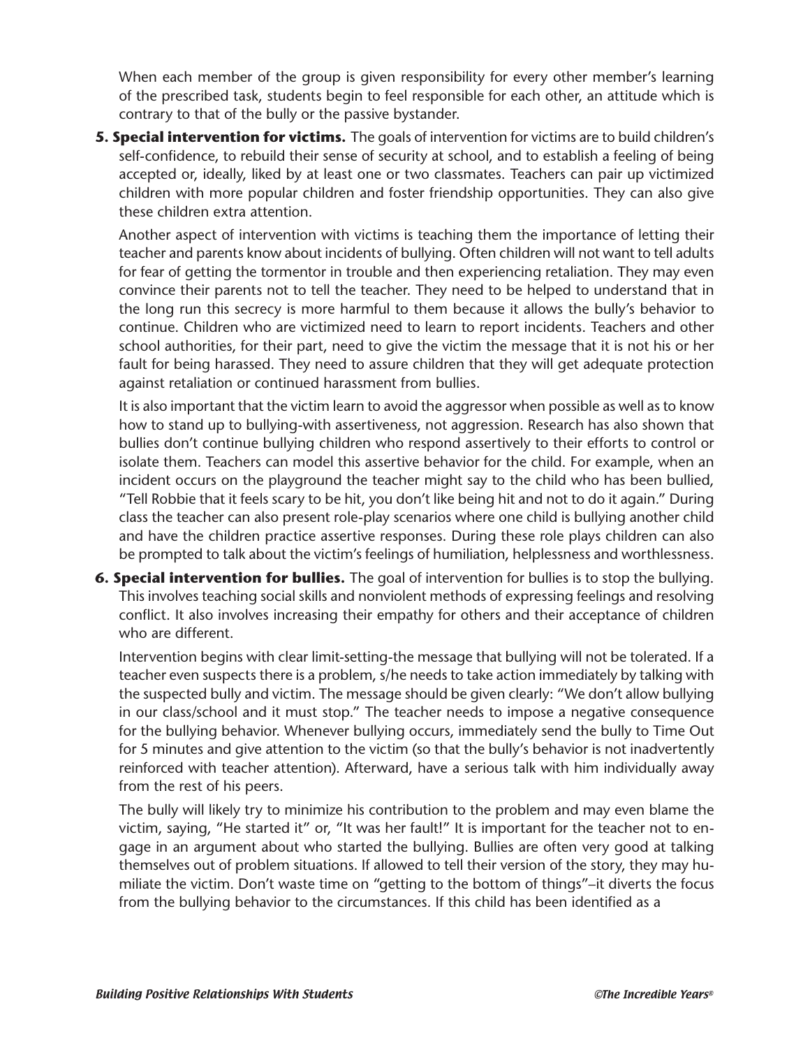When each member of the group is given responsibility for every other member's learning of the prescribed task, students begin to feel responsible for each other, an attitude which is contrary to that of the bully or the passive bystander.

**5. Special intervention for victims.** The goals of intervention for victims are to build children's self-confidence, to rebuild their sense of security at school, and to establish a feeling of being accepted or, ideally, liked by at least one or two classmates. Teachers can pair up victimized children with more popular children and foster friendship opportunities. They can also give these children extra attention.

Another aspect of intervention with victims is teaching them the importance of letting their teacher and parents know about incidents of bullying. Often children will not want to tell adults for fear of getting the tormentor in trouble and then experiencing retaliation. They may even convince their parents not to tell the teacher. They need to be helped to understand that in the long run this secrecy is more harmful to them because it allows the bully's behavior to continue. Children who are victimized need to learn to report incidents. Teachers and other school authorities, for their part, need to give the victim the message that it is not his or her fault for being harassed. They need to assure children that they will get adequate protection against retaliation or continued harassment from bullies.

It is also important that the victim learn to avoid the aggressor when possible as well as to know how to stand up to bullying-with assertiveness, not aggression. Research has also shown that bullies don't continue bullying children who respond assertively to their efforts to control or isolate them. Teachers can model this assertive behavior for the child. For example, when an incident occurs on the playground the teacher might say to the child who has been bullied, "Tell Robbie that it feels scary to be hit, you don't like being hit and not to do it again." During class the teacher can also present role-play scenarios where one child is bullying another child and have the children practice assertive responses. During these role plays children can also be prompted to talk about the victim's feelings of humiliation, helplessness and worthlessness.

**6. Special intervention for bullies.** The goal of intervention for bullies is to stop the bullying. This involves teaching social skills and nonviolent methods of expressing feelings and resolving conflict. It also involves increasing their empathy for others and their acceptance of children who are different.

Intervention begins with clear limit-setting-the message that bullying will not be tolerated. If a teacher even suspects there is a problem, s/he needs to take action immediately by talking with the suspected bully and victim. The message should be given clearly: "We don't allow bullying in our class/school and it must stop." The teacher needs to impose a negative consequence for the bullying behavior. Whenever bullying occurs, immediately send the bully to Time Out for 5 minutes and give attention to the victim (so that the bully's behavior is not inadvertently reinforced with teacher attention). Afterward, have a serious talk with him individually away from the rest of his peers.

The bully will likely try to minimize his contribution to the problem and may even blame the victim, saying, "He started it" or, "It was her fault!" It is important for the teacher not to engage in an argument about who started the bullying. Bullies are often very good at talking themselves out of problem situations. If allowed to tell their version of the story, they may humiliate the victim. Don't waste time on "getting to the bottom of things"–it diverts the focus from the bullying behavior to the circumstances. If this child has been identified as a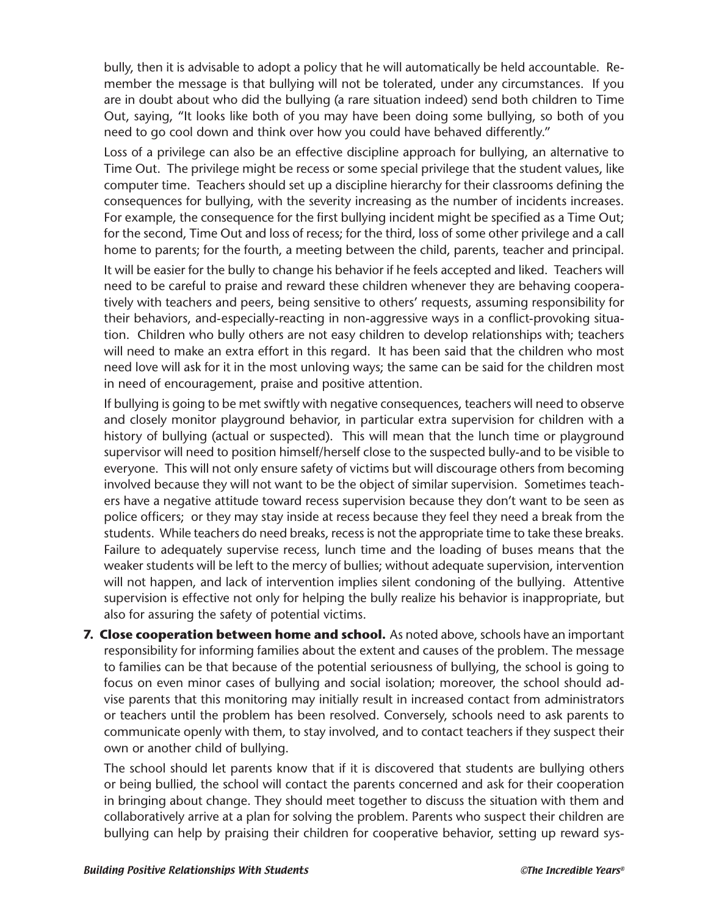bully, then it is advisable to adopt a policy that he will automatically be held accountable. Remember the message is that bullying will not be tolerated, under any circumstances. If you are in doubt about who did the bullying (a rare situation indeed) send both children to Time Out, saying, "It looks like both of you may have been doing some bullying, so both of you need to go cool down and think over how you could have behaved differently."

Loss of a privilege can also be an effective discipline approach for bullying, an alternative to Time Out. The privilege might be recess or some special privilege that the student values, like computer time. Teachers should set up a discipline hierarchy for their classrooms defining the consequences for bullying, with the severity increasing as the number of incidents increases. For example, the consequence for the first bullying incident might be specified as a Time Out; for the second, Time Out and loss of recess; for the third, loss of some other privilege and a call home to parents; for the fourth, a meeting between the child, parents, teacher and principal.

It will be easier for the bully to change his behavior if he feels accepted and liked. Teachers will need to be careful to praise and reward these children whenever they are behaving cooperatively with teachers and peers, being sensitive to others' requests, assuming responsibility for their behaviors, and-especially-reacting in non-aggressive ways in a conflict-provoking situation. Children who bully others are not easy children to develop relationships with; teachers will need to make an extra effort in this regard. It has been said that the children who most need love will ask for it in the most unloving ways; the same can be said for the children most in need of encouragement, praise and positive attention.

If bullying is going to be met swiftly with negative consequences, teachers will need to observe and closely monitor playground behavior, in particular extra supervision for children with a history of bullying (actual or suspected). This will mean that the lunch time or playground supervisor will need to position himself/herself close to the suspected bully-and to be visible to everyone. This will not only ensure safety of victims but will discourage others from becoming involved because they will not want to be the object of similar supervision. Sometimes teachers have a negative attitude toward recess supervision because they don't want to be seen as police officers; or they may stay inside at recess because they feel they need a break from the students. While teachers do need breaks, recess is not the appropriate time to take these breaks. Failure to adequately supervise recess, lunch time and the loading of buses means that the weaker students will be left to the mercy of bullies; without adequate supervision, intervention will not happen, and lack of intervention implies silent condoning of the bullying. Attentive supervision is effective not only for helping the bully realize his behavior is inappropriate, but also for assuring the safety of potential victims.

7. **Close cooperation between home and school.** As noted above, schools have an important responsibility for informing families about the extent and causes of the problem. The message to families can be that because of the potential seriousness of bullying, the school is going to focus on even minor cases of bullying and social isolation; moreover, the school should advise parents that this monitoring may initially result in increased contact from administrators or teachers until the problem has been resolved. Conversely, schools need to ask parents to communicate openly with them, to stay involved, and to contact teachers if they suspect their own or another child of bullying.

   The school should let parents know that if it is discovered that students are bullying others or being bullied, the school will contact the parents concerned and ask for their cooperation in bringing about change. They should meet together to discuss the situation with them and collaboratively arrive at a plan for solving the problem. Parents who suspect their children are bullying can help by praising their children for cooperative behavior, setting up reward sys-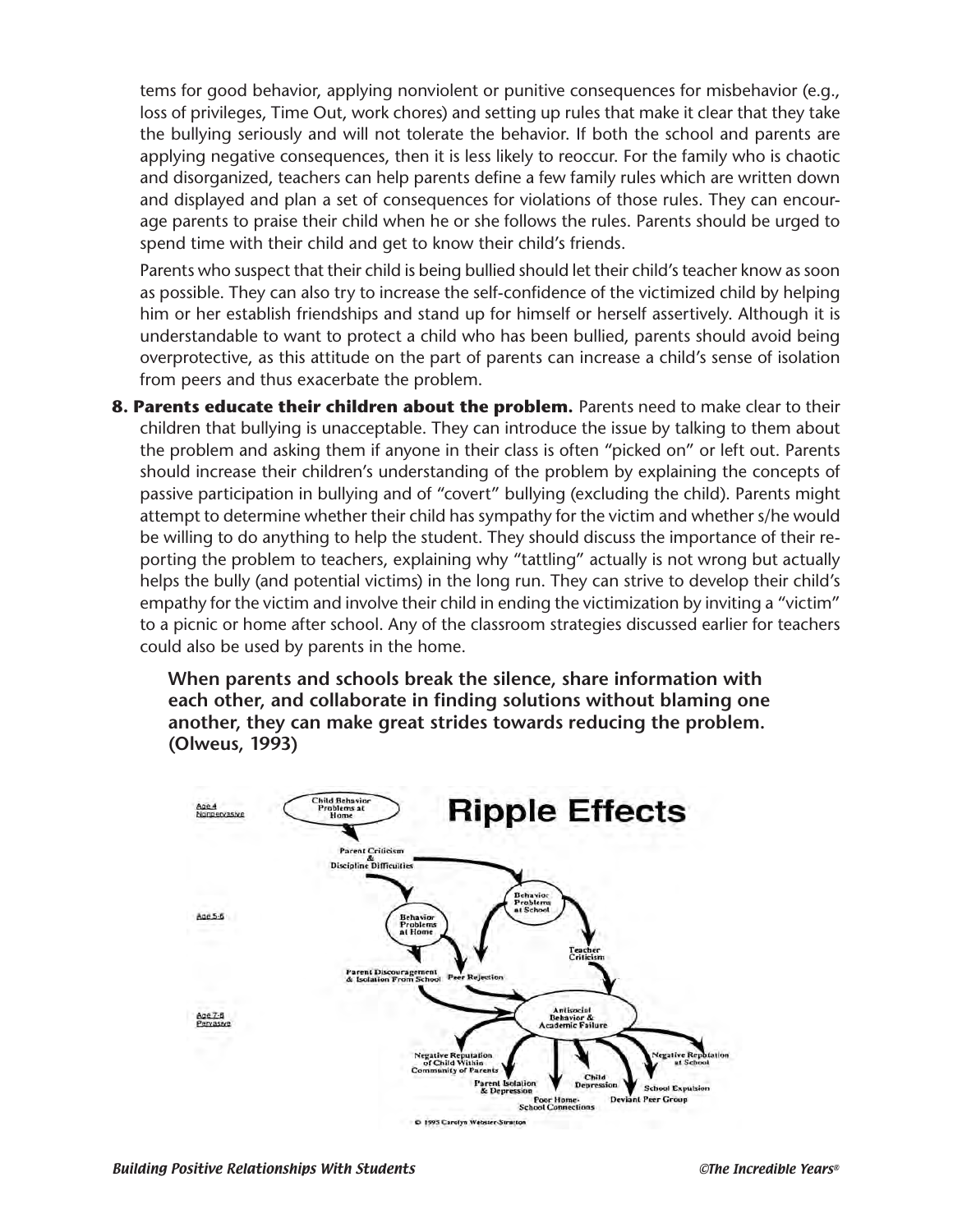tems for good behavior, applying nonviolent or punitive consequences for misbehavior (e.g., loss of privileges, Time Out, work chores) and setting up rules that make it clear that they take the bullying seriously and will not tolerate the behavior. If both the school and parents are applying negative consequences, then it is less likely to reoccur. For the family who is chaotic and disorganized, teachers can help parents define a few family rules which are written down and displayed and plan a set of consequences for violations of those rules. They can encourage parents to praise their child when he or she follows the rules. Parents should be urged to spend time with their child and get to know their child's friends.

Parents who suspect that their child is being bullied should let their child's teacher know as soon as possible. They can also try to increase the self-confidence of the victimized child by helping him or her establish friendships and stand up for himself or herself assertively. Although it is understandable to want to protect a child who has been bullied, parents should avoid being overprotective, as this attitude on the part of parents can increase a child's sense of isolation from peers and thus exacerbate the problem.

**8. Parents educate their children about the problem.** Parents need to make clear to their children that bullying is unacceptable. They can introduce the issue by talking to them about the problem and asking them if anyone in their class is often "picked on" or left out. Parents should increase their children's understanding of the problem by explaining the concepts of passive participation in bullying and of "covert" bullying (excluding the child). Parents might attempt to determine whether their child has sympathy for the victim and whether s/he would be willing to do anything to help the student. They should discuss the importance of their reporting the problem to teachers, explaining why "tattling" actually is not wrong but actually helps the bully (and potential victims) in the long run. They can strive to develop their child's empathy for the victim and involve their child in ending the victimization by inviting a "victim" to a picnic or home after school. Any of the classroom strategies discussed earlier for teachers could also be used by parents in the home.

> **When parents and schools break the silence, share information with each other, and collaborate in finding solutions without blaming one another, they can make great strides towards reducing the problem. (Olweus, 1993)**

Ripple Effects

Age 4 Nonpervasive

Child Behavior Problems at Home

Parent Criticism & Discipline Difficulties

Behavior Problems at School

Age 5-6

Behavior Problems at Home

Teacher Criticism

Parent Discouragement & Isolation From School

Peer Rejection

Age 7-8 Pervasive

Antisocial Behavior & Academic Failure

Negative Reputation of Child Within Community of Parents

Negative Reputation at School

Parent Isolation & Depression

Child Depression

School Expulsion

Poor Home-School Connections

Deviant Peer Group

© 1995 Carolyn Webster-Stratton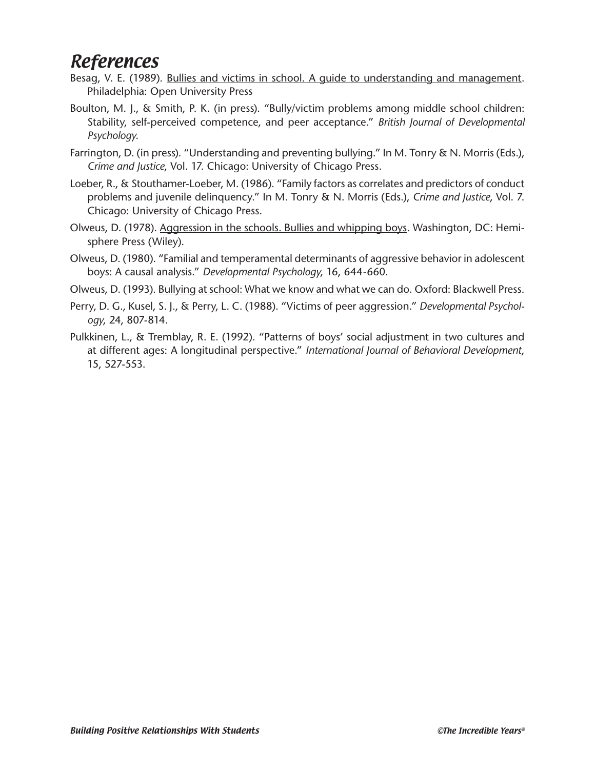# *References*

Besag, V. E. (1989). <u>Bullies and victims in school. A guide to understanding and management</u>. Philadelphia: Open University Press

Boulton, M. J., & Smith, P. K. (in press). "Bully/victim problems among middle school children: Stability, self-perceived competence, and peer acceptance." *British Journal of Developmental Psychology*.

Farrington, D. (in press). "Understanding and preventing bullying." In M. Tonry & N. Morris (Eds.), *Crime and Justice*, Vol. 17. Chicago: University of Chicago Press.

Loeber, R., & Stouthamer-Loeber, M. (1986). "Family factors as correlates and predictors of conduct problems and juvenile delinquency." In M. Tonry & N. Morris (Eds.), *Crime and Justice*, Vol. 7. Chicago: University of Chicago Press.

Olweus, D. (1978). <u>Aggression in the schools. Bullies and whipping boys</u>. Washington, DC: Hemisphere Press (Wiley).

Olweus, D. (1980). "Familial and temperamental determinants of aggressive behavior in adolescent boys: A causal analysis." *Developmental Psychology*, 16, 644-660.

Olweus, D. (1993). <u>Bullying at school: What we know and what we can do</u>. Oxford: Blackwell Press.

Perry, D. G., Kusel, S. J., & Perry, L. C. (1988). "Victims of peer aggression." *Developmental Psychology*, 24, 807-814.

Pulkkinen, L., & Tremblay, R. E. (1992). "Patterns of boys' social adjustment in two cultures and at different ages: A longitudinal perspective." *International Journal of Behavioral Development*, 15, 527-553.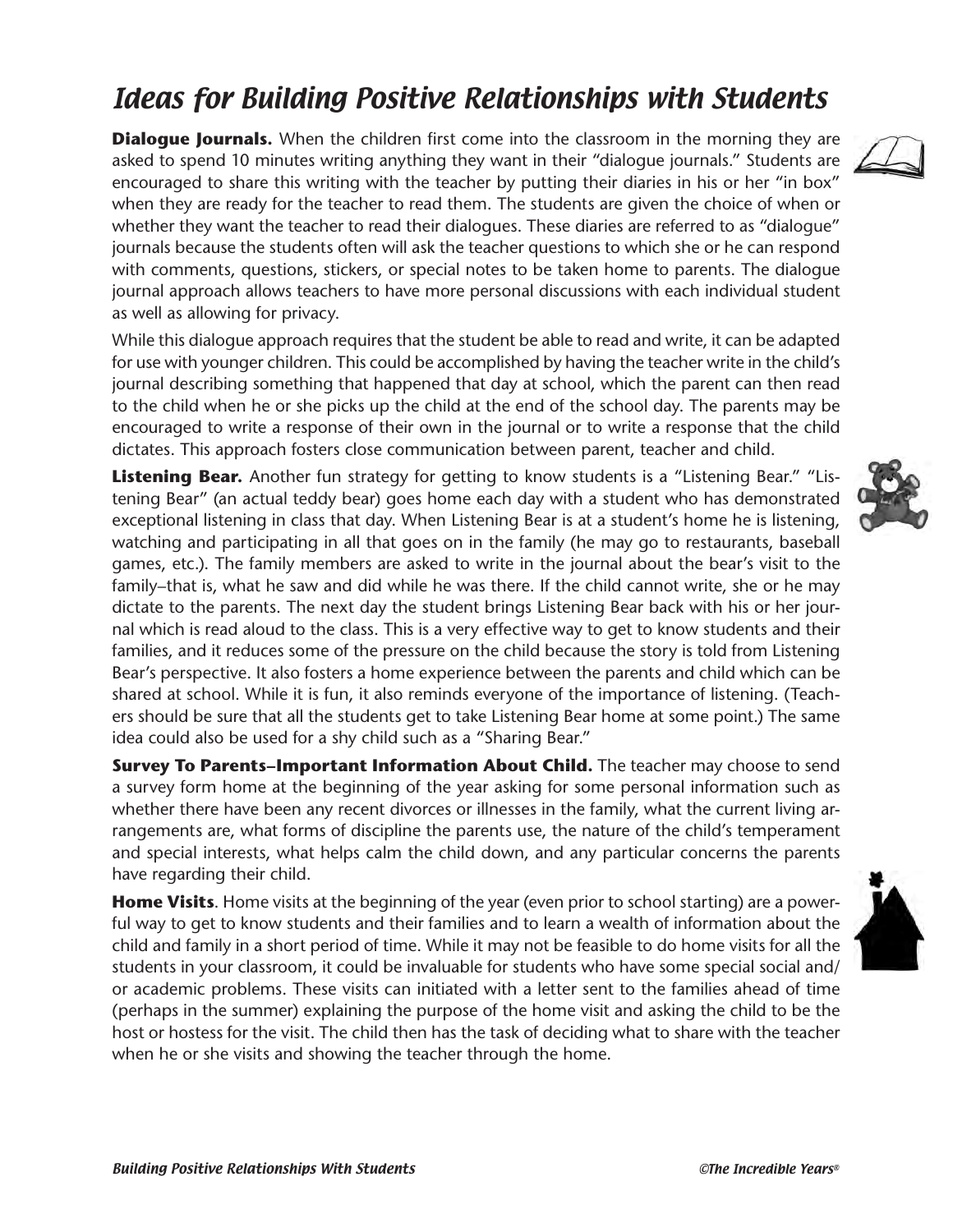# Ideas for Building Positive Relationships with Students

**Dialogue Journals.** When the children first come into the classroom in the morning they are asked to spend 10 minutes writing anything they want in their "dialogue journals." Students are encouraged to share this writing with the teacher by putting their diaries in his or her "in box" when they are ready for the teacher to read them. The students are given the choice of when or whether they want the teacher to read their dialogues. These diaries are referred to as "dialogue" journals because the students often will ask the teacher questions to which she or he can respond with comments, questions, stickers, or special notes to be taken home to parents. The dialogue journal approach allows teachers to have more personal discussions with each individual student as well as allowing for privacy.

While this dialogue approach requires that the student be able to read and write, it can be adapted for use with younger children. This could be accomplished by having the teacher write in the child's journal describing something that happened that day at school, which the parent can then read to the child when he or she picks up the child at the end of the school day. The parents may be encouraged to write a response of their own in the journal or to write a response that the child dictates. This approach fosters close communication between parent, teacher and child.

**Listening Bear.** Another fun strategy for getting to know students is a "Listening Bear." "Listening Bear" (an actual teddy bear) goes home each day with a student who has demonstrated exceptional listening in class that day. When Listening Bear is at a student's home he is listening, watching and participating in all that goes on in the family (he may go to restaurants, baseball games, etc.). The family members are asked to write in the journal about the bear's visit to the family–that is, what he saw and did while he was there. If the child cannot write, she or he may dictate to the parents. The next day the student brings Listening Bear back with his or her journal which is read aloud to the class. This is a very effective way to get to know students and their families, and it reduces some of the pressure on the child because the story is told from Listening Bear's perspective. It also fosters a home experience between the parents and child which can be shared at school. While it is fun, it also reminds everyone of the importance of listening. (Teachers should be sure that all the students get to take Listening Bear home at some point.) The same idea could also be used for a shy child such as a "Sharing Bear."

**Survey To Parents–Important Information About Child.** The teacher may choose to send a survey form home at the beginning of the year asking for some personal information such as whether there have been any recent divorces or illnesses in the family, what the current living arrangements are, what forms of discipline the parents use, the nature of the child's temperament and special interests, what helps calm the child down, and any particular concerns the parents have regarding their child.

**Home Visits**. Home visits at the beginning of the year (even prior to school starting) are a powerful way to get to know students and their families and to learn a wealth of information about the child and family in a short period of time. While it may not be feasible to do home visits for all the students in your classroom, it could be invaluable for students who have some special social and/or academic problems. These visits can initiated with a letter sent to the families ahead of time (perhaps in the summer) explaining the purpose of the home visit and asking the child to be the host or hostess for the visit. The child then has the task of deciding what to share with the teacher when he or she visits and showing the teacher through the home.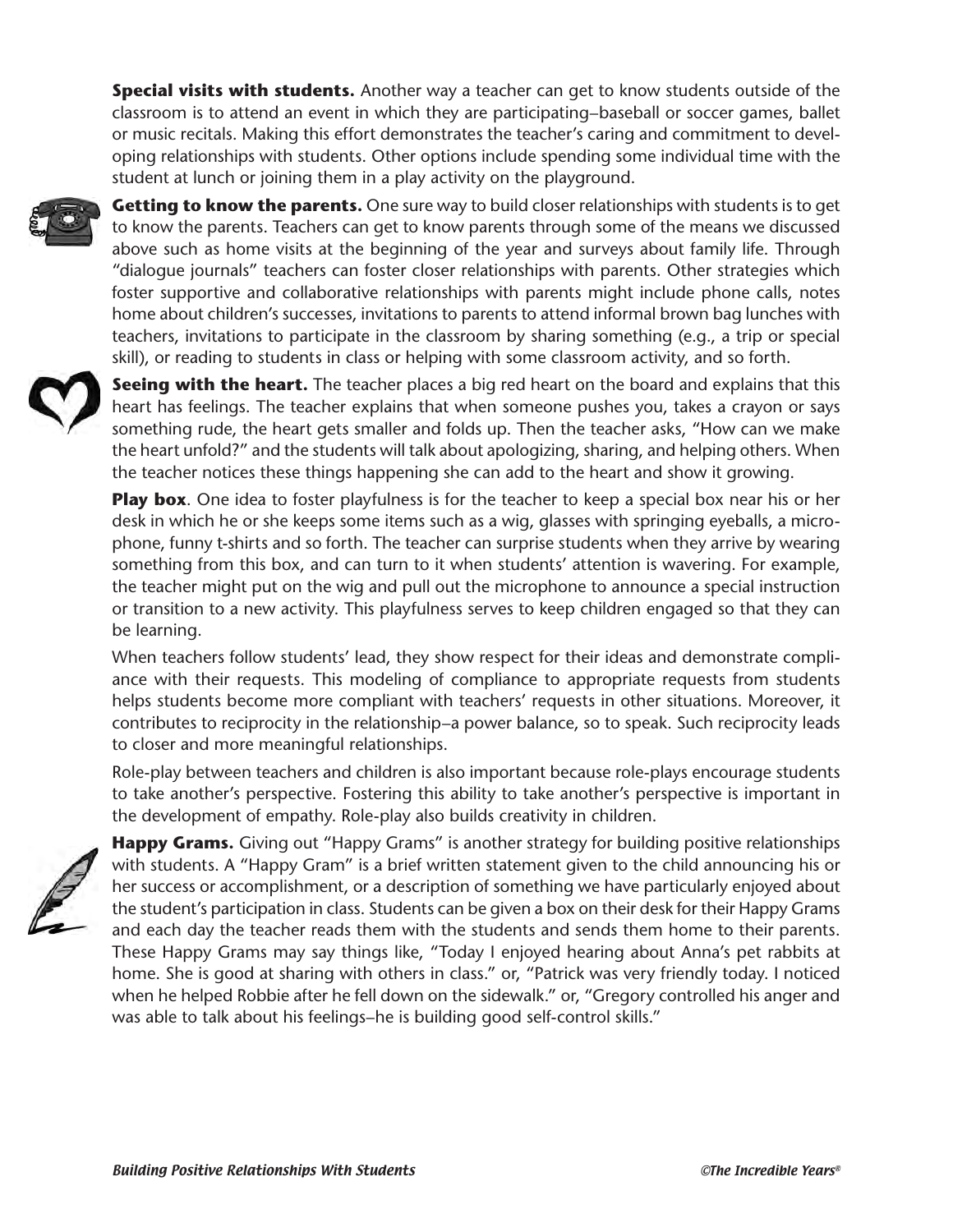**Special visits with students.** Another way a teacher can get to know students outside of the classroom is to attend an event in which they are participating–baseball or soccer games, ballet or music recitals. Making this effort demonstrates the teacher's caring and commitment to developing relationships with students. Other options include spending some individual time with the student at lunch or joining them in a play activity on the playground.

**Getting to know the parents.** One sure way to build closer relationships with students is to get to know the parents. Teachers can get to know parents through some of the means we discussed above such as home visits at the beginning of the year and surveys about family life. Through "dialogue journals" teachers can foster closer relationships with parents. Other strategies which foster supportive and collaborative relationships with parents might include phone calls, notes home about children's successes, invitations to parents to attend informal brown bag lunches with teachers, invitations to participate in the classroom by sharing something (e.g., a trip or special skill), or reading to students in class or helping with some classroom activity, and so forth.

**Seeing with the heart.** The teacher places a big red heart on the board and explains that this heart has feelings. The teacher explains that when someone pushes you, takes a crayon or says something rude, the heart gets smaller and folds up. Then the teacher asks, "How can we make the heart unfold?" and the students will talk about apologizing, sharing, and helping others. When the teacher notices these things happening she can add to the heart and show it growing.

**Play box**. One idea to foster playfulness is for the teacher to keep a special box near his or her desk in which he or she keeps some items such as a wig, glasses with springing eyeballs, a microphone, funny t-shirts and so forth. The teacher can surprise students when they arrive by wearing something from this box, and can turn to it when students' attention is wavering. For example, the teacher might put on the wig and pull out the microphone to announce a special instruction or transition to a new activity. This playfulness serves to keep children engaged so that they can be learning.

When teachers follow students' lead, they show respect for their ideas and demonstrate compliance with their requests. This modeling of compliance to appropriate requests from students helps students become more compliant with teachers' requests in other situations. Moreover, it contributes to reciprocity in the relationship–a power balance, so to speak. Such reciprocity leads to closer and more meaningful relationships.

Role-play between teachers and children is also important because role-plays encourage students to take another's perspective. Fostering this ability to take another's perspective is important in the development of empathy. Role-play also builds creativity in children.

**Happy Grams.** Giving out "Happy Grams" is another strategy for building positive relationships with students. A "Happy Gram" is a brief written statement given to the child announcing his or her success or accomplishment, or a description of something we have particularly enjoyed about the student's participation in class. Students can be given a box on their desk for their Happy Grams and each day the teacher reads them with the students and sends them home to their parents. These Happy Grams may say things like, "Today I enjoyed hearing about Anna's pet rabbits at home. She is good at sharing with others in class." or, "Patrick was very friendly today. I noticed when he helped Robbie after he fell down on the sidewalk." or, "Gregory controlled his anger and was able to talk about his feelings–he is building good self-control skills."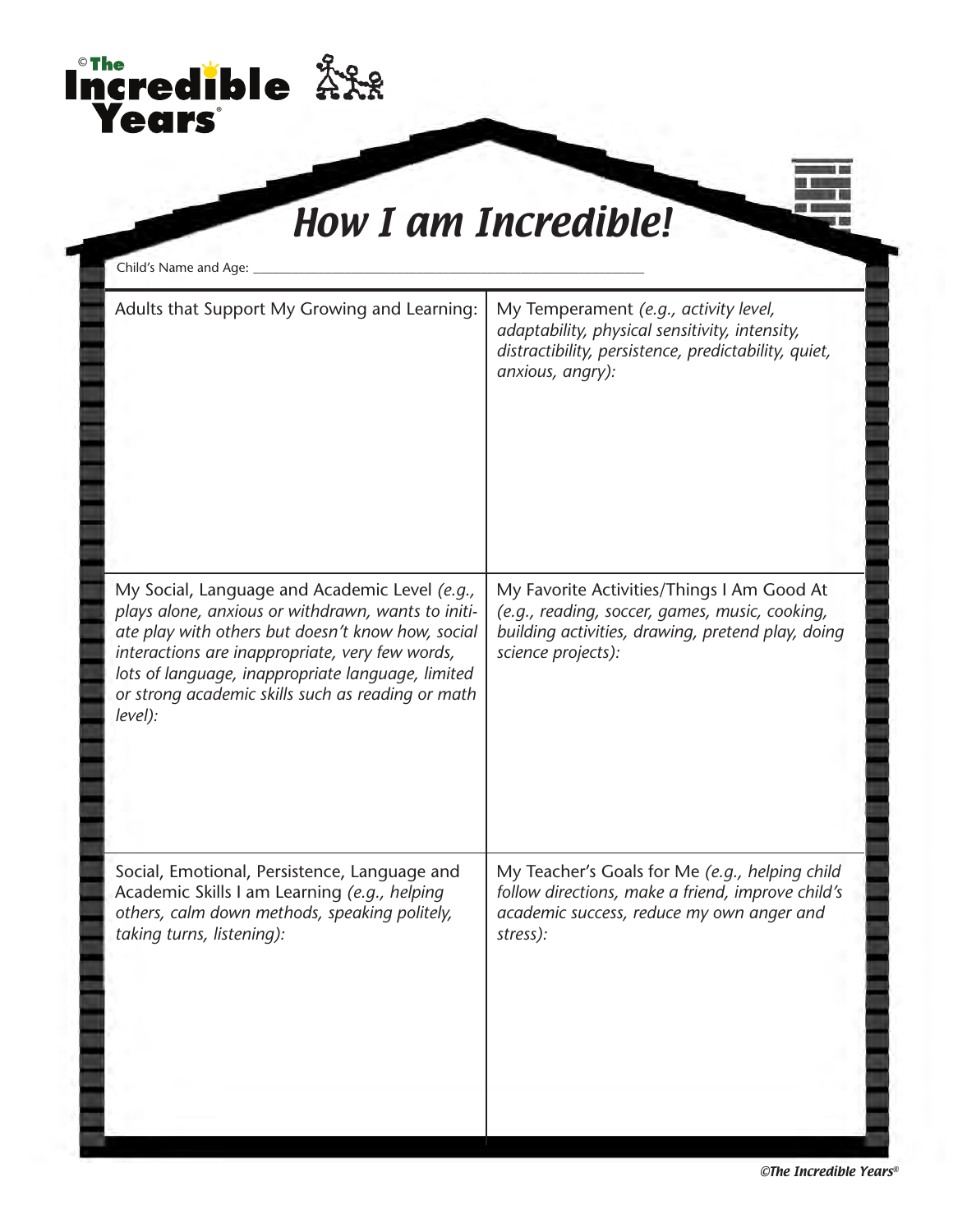# How I am Incredible!

Child's Name and Age: ___________________________________________

| Adults that Support My Growing and Learning: | My Temperament *(e.g., activity level, adaptability, physical sensitivity, intensity, distractibility, persistence, predictability, quiet, anxious, angry):* |
|---|---|
| My Social, Language and Academic Level *(e.g., plays alone, anxious or withdrawn, wants to initiate play with others but doesn't know how, social interactions are inappropriate, very few words, lots of language, inappropriate language, limited or strong academic skills such as reading or math level):* | My Favorite Activities/Things I Am Good At *(e.g., reading, soccer, games, music, cooking, building activities, drawing, pretend play, doing science projects):* |
| Social, Emotional, Persistence, Language and Academic Skills I am Learning *(e.g., helping others, calm down methods, speaking politely, taking turns, listening):* | My Teacher's Goals for Me *(e.g., helping child follow directions, make a friend, improve child's academic success, reduce my own anger and stress):* |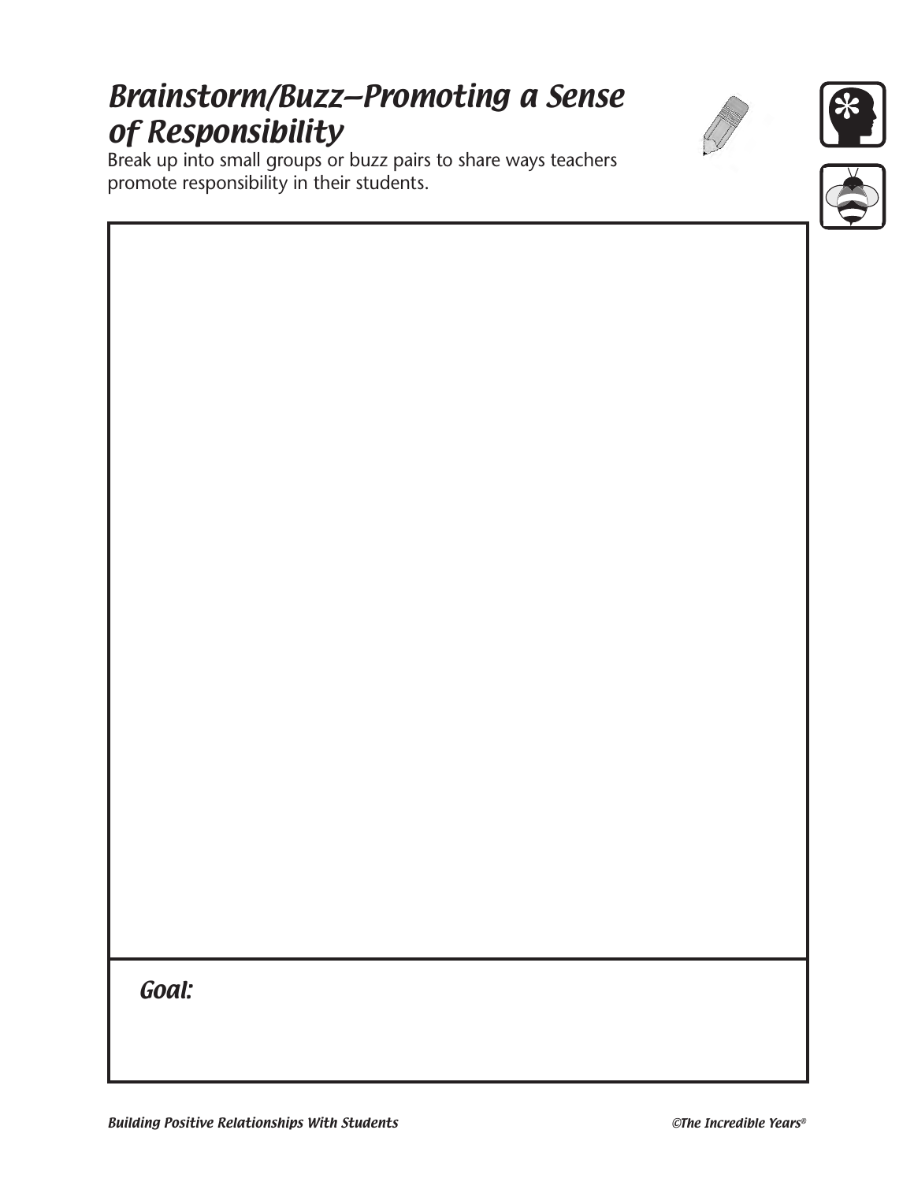# Brainstorm/Buzz—Promoting a Sense of Responsibility

Break up into small groups or buzz pairs to share ways teachers promote responsibility in their students.

***Goal:***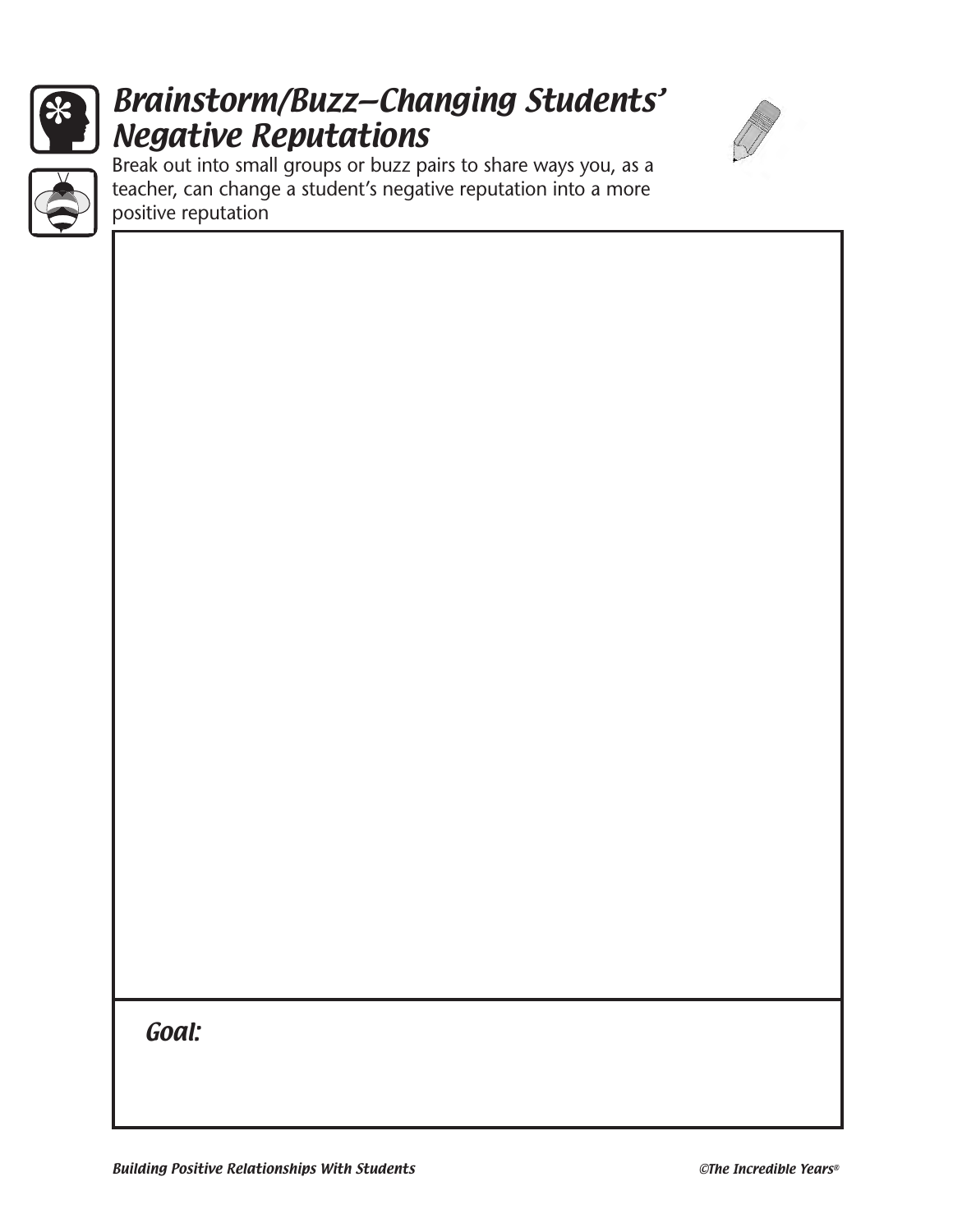# Brainstorm/Buzz—Changing Students' Negative Reputations

Break out into small groups or buzz pairs to share ways you, as a teacher, can change a student's negative reputation into a more positive reputation

***Goal:***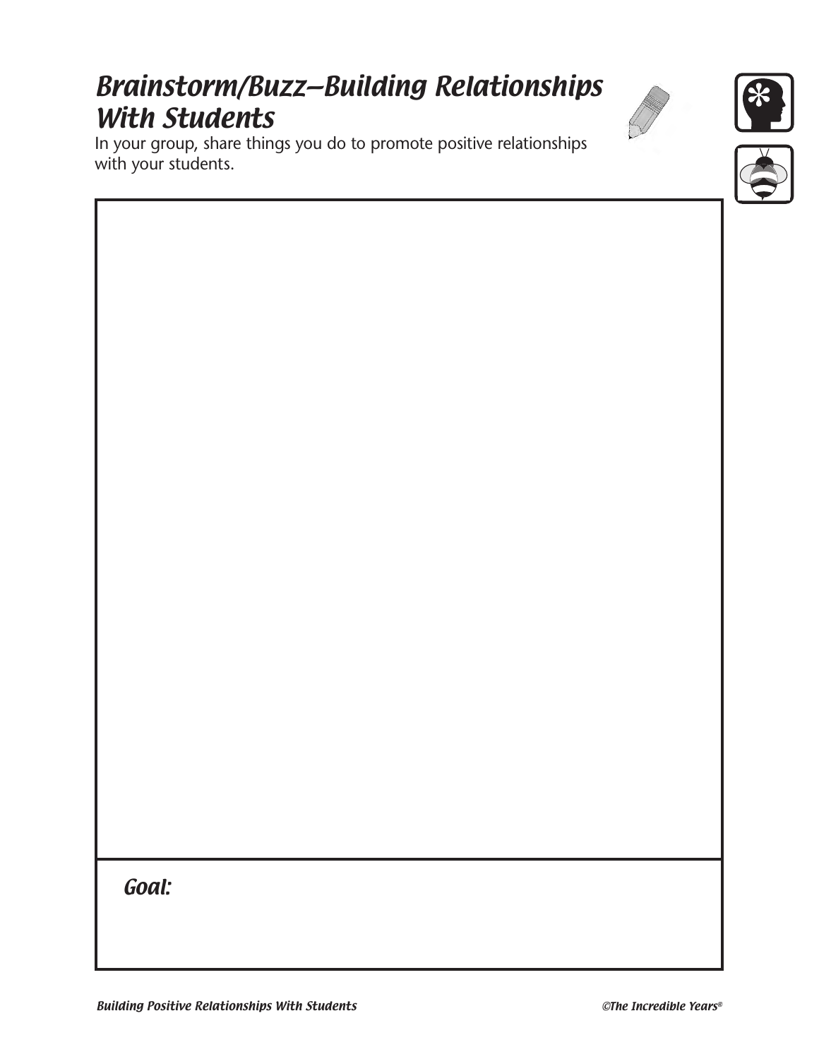# *Brainstorm/Buzz—Building Relationships With Students*

In your group, share things you do to promote positive relationships with your students.

***Goal:***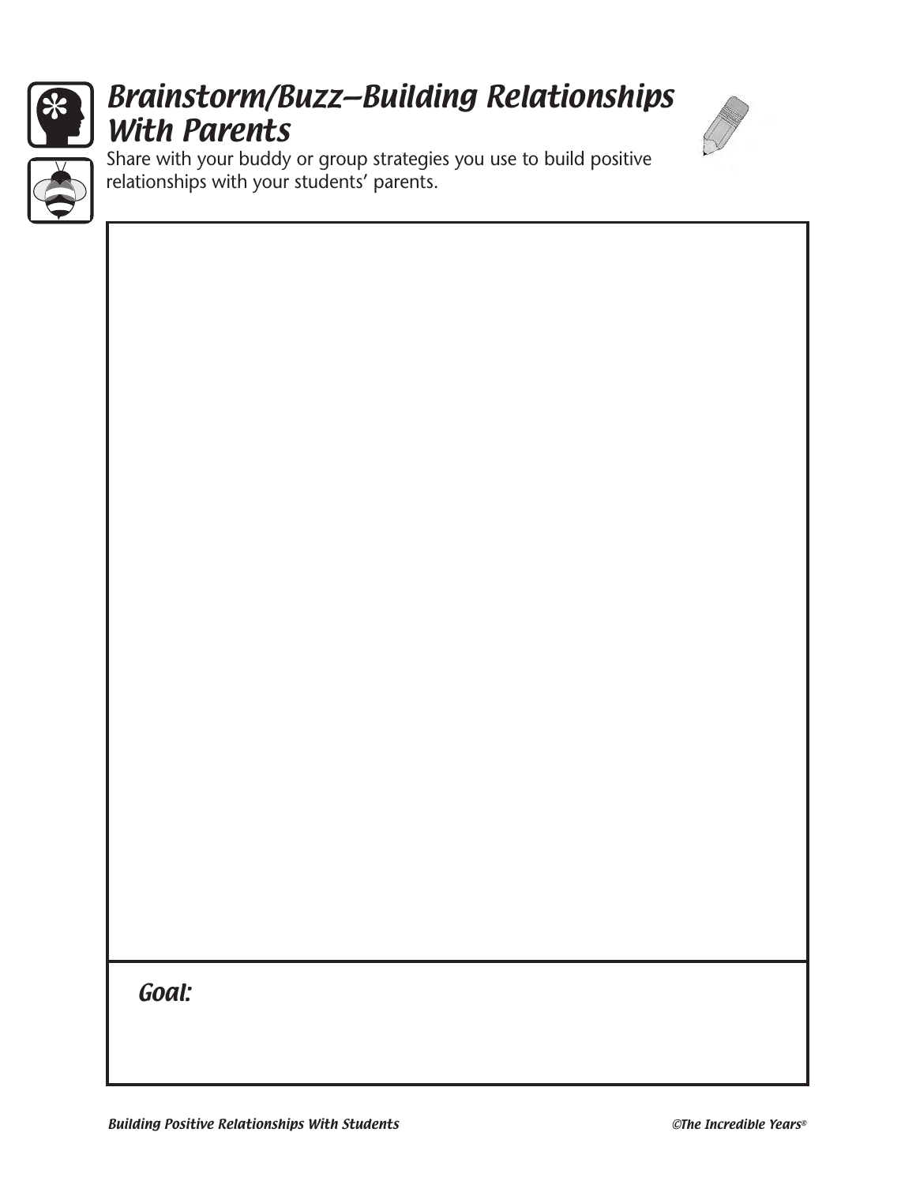# Brainstorm/Buzz—Building Relationships With Parents

Share with your buddy or group strategies you use to build positive relationships with your students' parents.

*Goal:*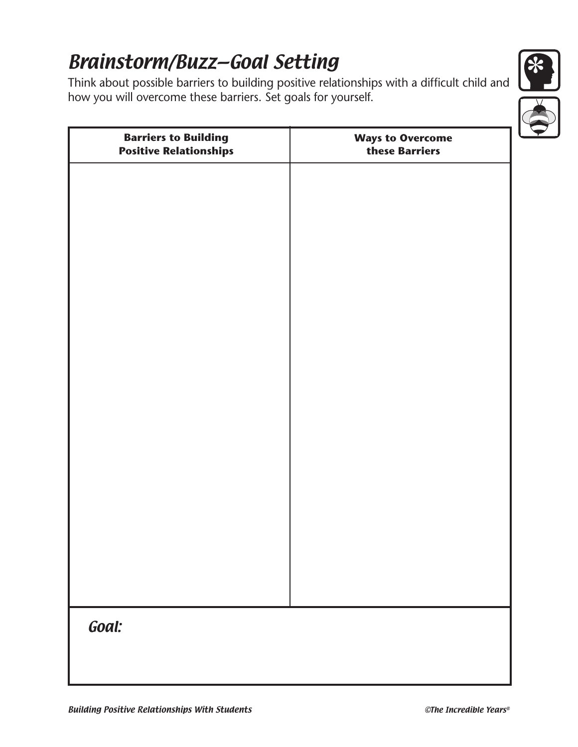# Brainstorm/Buzz—Goal Setting

Think about possible barriers to building positive relationships with a difficult child and how you will overcome these barriers. Set goals for yourself.

| **Barriers to Building Positive Relationships** | **Ways to Overcome these Barriers** |
| --- | --- |
| | |

***Goal:***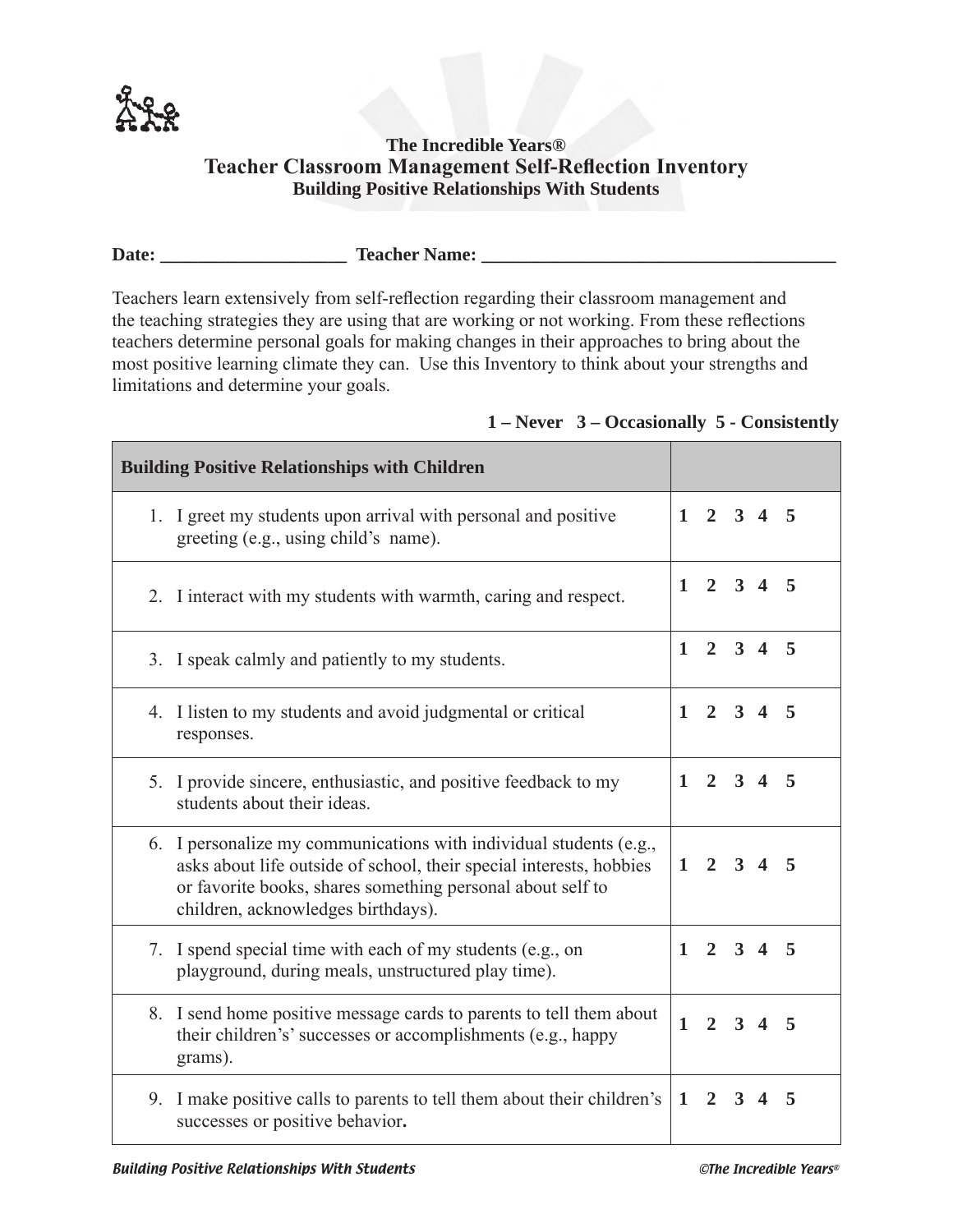**The Incredible Years®**

# Teacher Classroom Management Self-Reflection Inventory

## Building Positive Relationships With Students

**Date: ____________________ Teacher Name: ______________________________________**

Teachers learn extensively from self-reflection regarding their classroom management and the teaching strategies they are using that are working or not working. From these reflections teachers determine personal goals for making changes in their approaches to bring about the most positive learning climate they can. Use this Inventory to think about your strengths and limitations and determine your goals.

**1 – Never 3 – Occasionally 5 - Consistently**

| **Building Positive Relationships with Children** | |
|---|---|
| 1. I greet my students upon arrival with personal and positive greeting (e.g., using child's name). | **1 2 3 4 5** |
| 2. I interact with my students with warmth, caring and respect. | **1 2 3 4 5** |
| 3. I speak calmly and patiently to my students. | **1 2 3 4 5** |
| 4. I listen to my students and avoid judgmental or critical responses. | **1 2 3 4 5** |
| 5. I provide sincere, enthusiastic, and positive feedback to my students about their ideas. | **1 2 3 4 5** |
| 6. I personalize my communications with individual students (e.g., asks about life outside of school, their special interests, hobbies or favorite books, shares something personal about self to children, acknowledges birthdays). | **1 2 3 4 5** |
| 7. I spend special time with each of my students (e.g., on playground, during meals, unstructured play time). | **1 2 3 4 5** |
| 8. I send home positive message cards to parents to tell them about their children's' successes or accomplishments (e.g., happy grams). | **1 2 3 4 5** |
| 9. I make positive calls to parents to tell them about their children's successes or positive behavior**.** | **1 2 3 4 5** |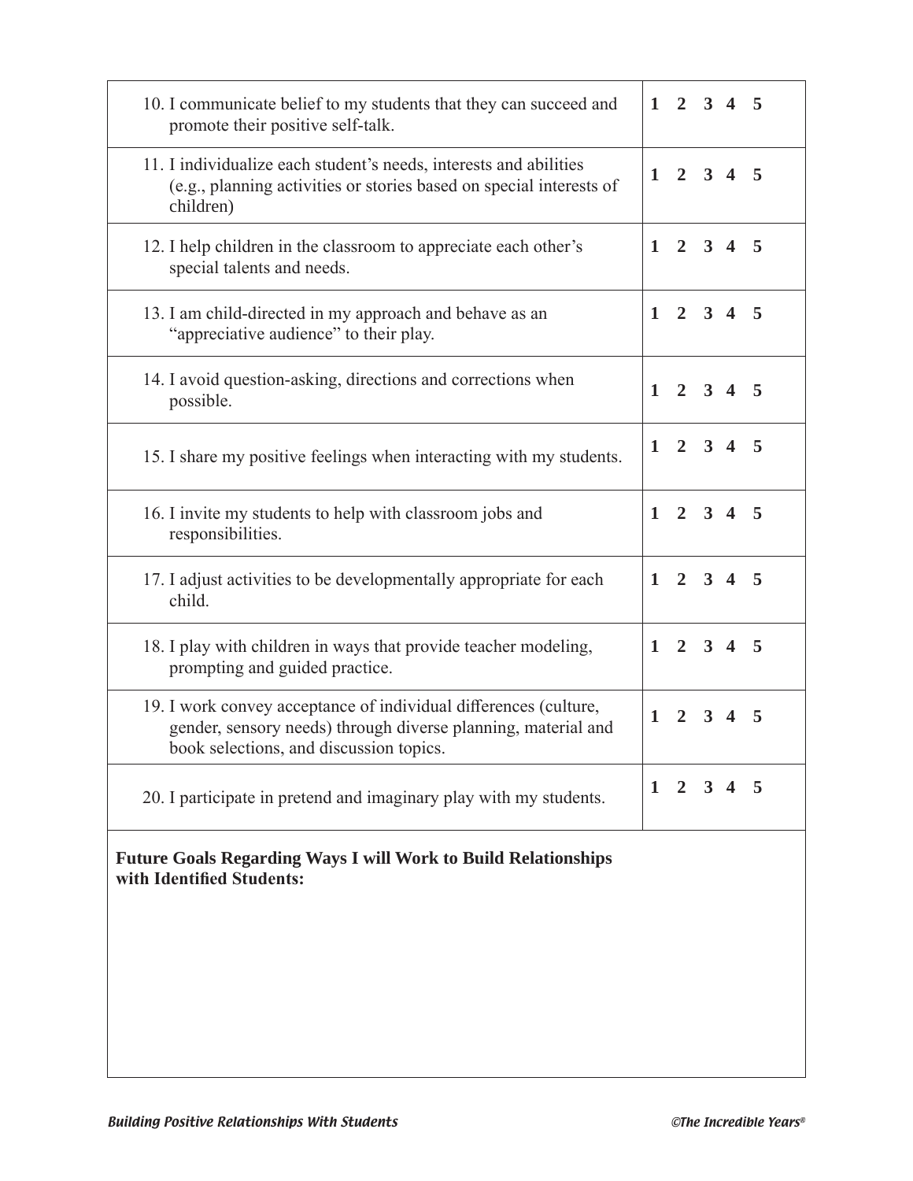| | |
|---|---|
| 10. I communicate belief to my students that they can succeed and promote their positive self-talk. | **1 2 3 4 5** |
| 11. I individualize each student's needs, interests and abilities (e.g., planning activities or stories based on special interests of children) | **1 2 3 4 5** |
| 12. I help children in the classroom to appreciate each other's special talents and needs. | **1 2 3 4 5** |
| 13. I am child-directed in my approach and behave as an "appreciative audience" to their play. | **1 2 3 4 5** |
| 14. I avoid question-asking, directions and corrections when possible. | **1 2 3 4 5** |
| 15. I share my positive feelings when interacting with my students. | **1 2 3 4 5** |
| 16. I invite my students to help with classroom jobs and responsibilities. | **1 2 3 4 5** |
| 17. I adjust activities to be developmentally appropriate for each child. | **1 2 3 4 5** |
| 18. I play with children in ways that provide teacher modeling, prompting and guided practice. | **1 2 3 4 5** |
| 19. I work convey acceptance of individual differences (culture, gender, sensory needs) through diverse planning, material and book selections, and discussion topics. | **1 2 3 4 5** |
| 20. I participate in pretend and imaginary play with my students. | **1 2 3 4 5** |

**Future Goals Regarding Ways I will Work to Build Relationships with Identified Students:**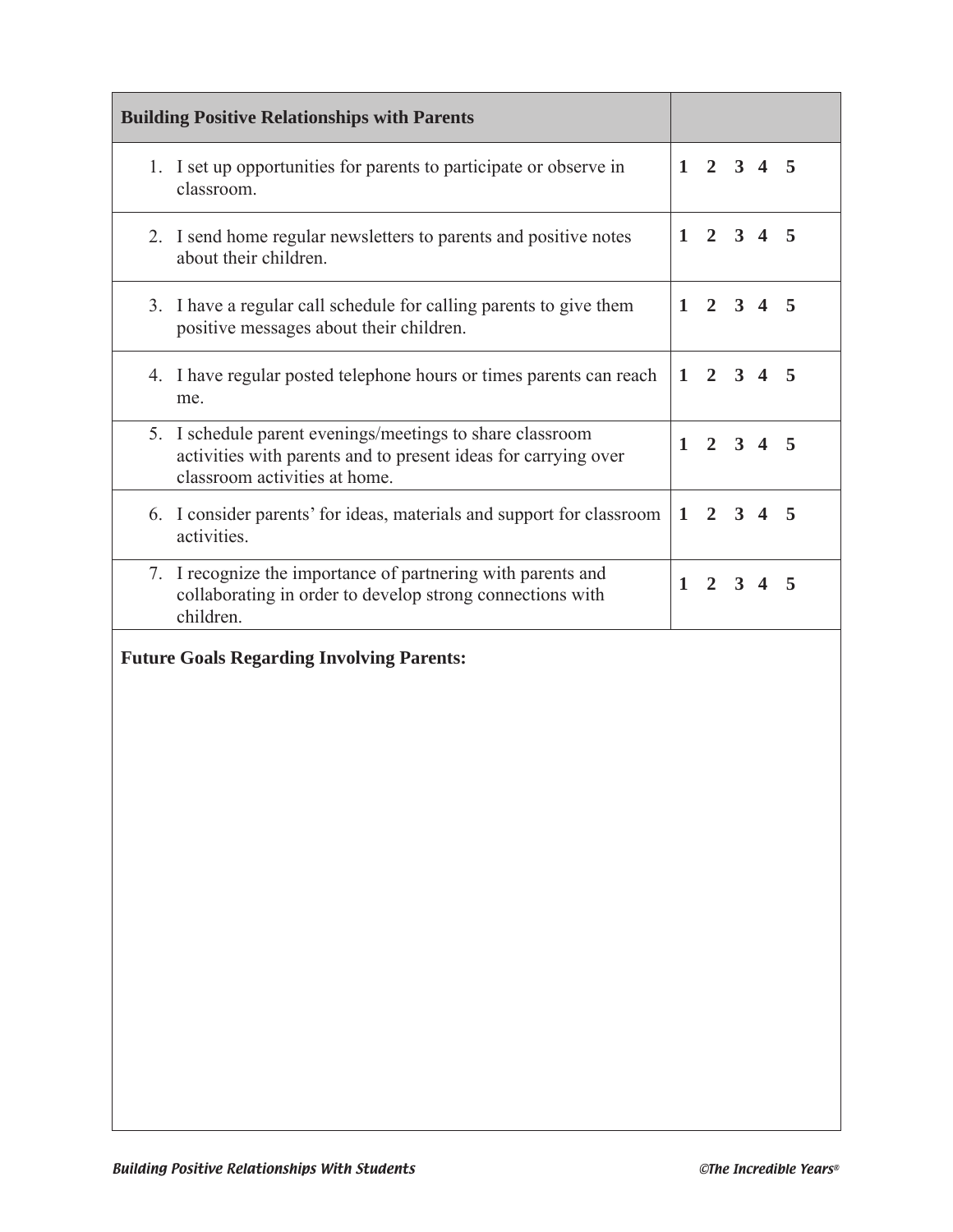| Building Positive Relationships with Parents | |
|---|---|
| 1. I set up opportunities for parents to participate or observe in classroom. | **1 2 3 4 5** |
| 2. I send home regular newsletters to parents and positive notes about their children. | **1 2 3 4 5** |
| 3. I have a regular call schedule for calling parents to give them positive messages about their children. | **1 2 3 4 5** |
| 4. I have regular posted telephone hours or times parents can reach me. | **1 2 3 4 5** |
| 5. I schedule parent evenings/meetings to share classroom activities with parents and to present ideas for carrying over classroom activities at home. | **1 2 3 4 5** |
| 6. I consider parents' for ideas, materials and support for classroom activities. | **1 2 3 4 5** |
| 7. I recognize the importance of partnering with parents and collaborating in order to develop strong connections with children. | **1 2 3 4 5** |

**Future Goals Regarding Involving Parents:**